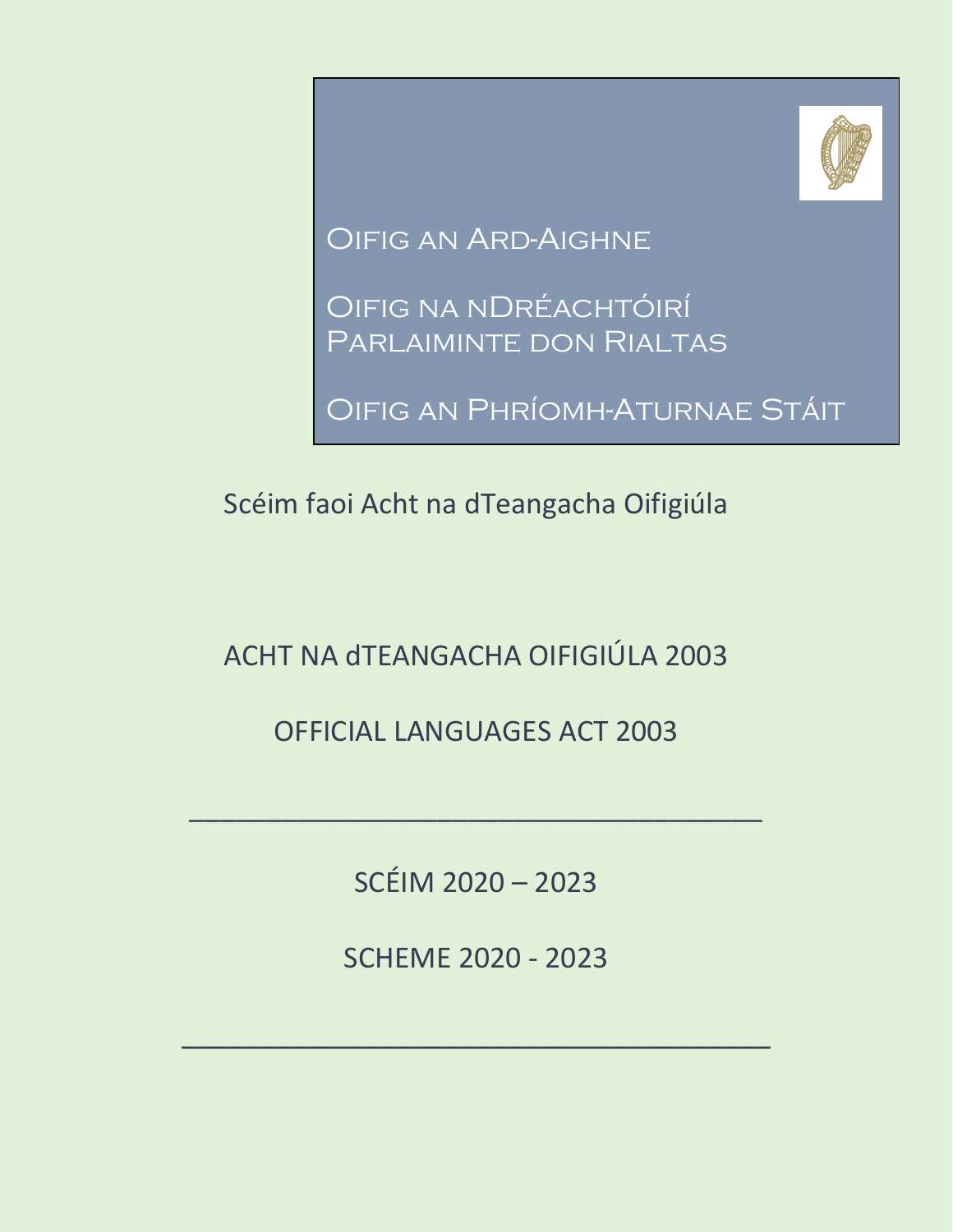Oifig an Ard-Aighne

Oifig na nDréachtóirí Parlaiminte don Rialtas

Oifig an Phríomh-Aturnae Stáit

Scéim faoi Acht na dTeangacha Oifigiúla

# ACHT NA dTEANGACHA OIFIGIÚLA 2003

# OFFICIAL LANGUAGES ACT 2003

---

## SCÉIM 2020 – 2023

## SCHEME 2020 - 2023

---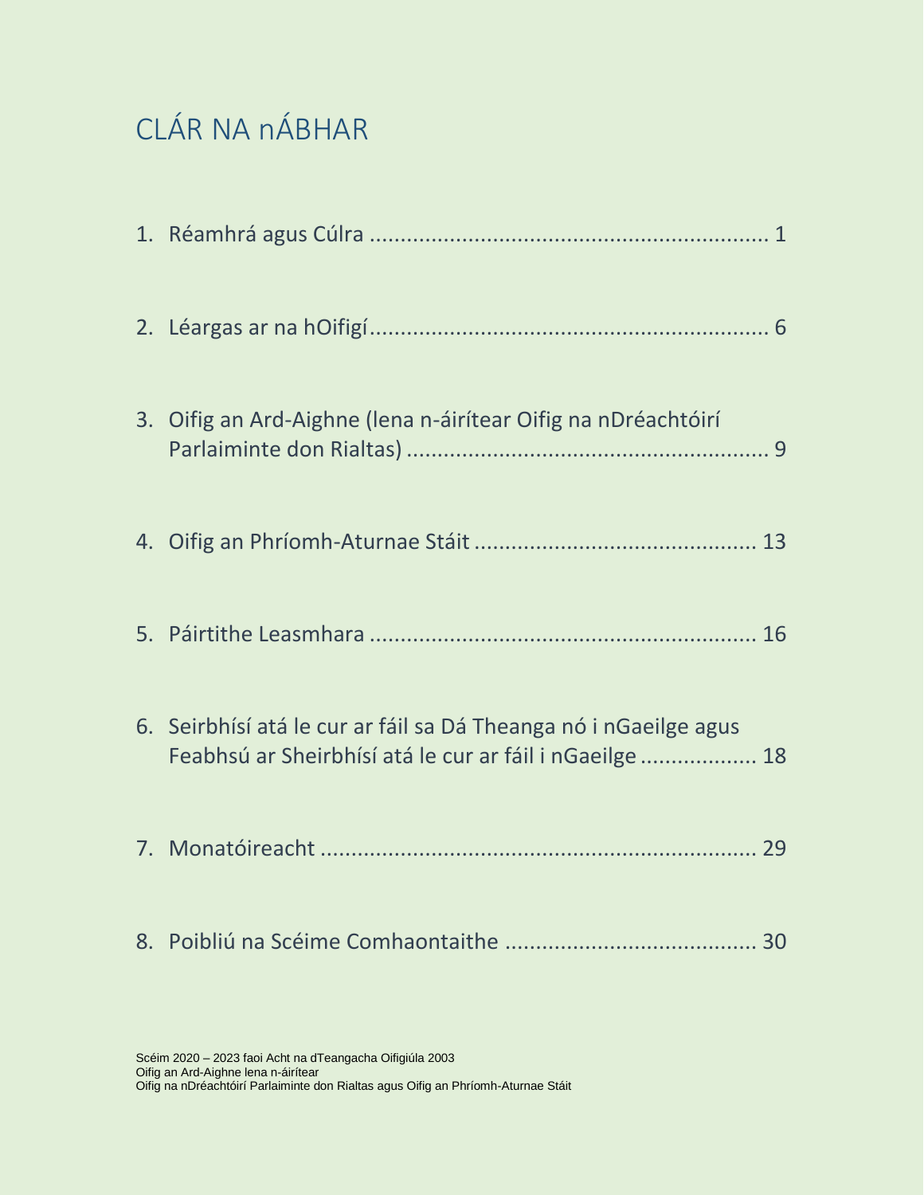# CLÁR NA nÁBHAR

1. Réamhrá agus Cúlra ........................................................... 1

2. Léargas ar na hOifigí........................................................... 6

3. Oifig an Ard-Aighne (lena n-áirítear Oifig na nDréachtóirí Parlaiminte don Rialtas) ........................................................... 9

4. Oifig an Phríomh-Aturnae Stáit ........................................... 13

5. Páirtithe Leasmhara ........................................................... 16

6. Seirbhísí atá le cur ar fáil sa Dá Theanga nó i nGaeilge agus Feabhsú ar Sheirbhísí atá le cur ar fáil i nGaeilge .................. 18

7. Monatóireacht ........................................................... 29

8. Poibliú na Scéime Comhaontaithe ........................................ 30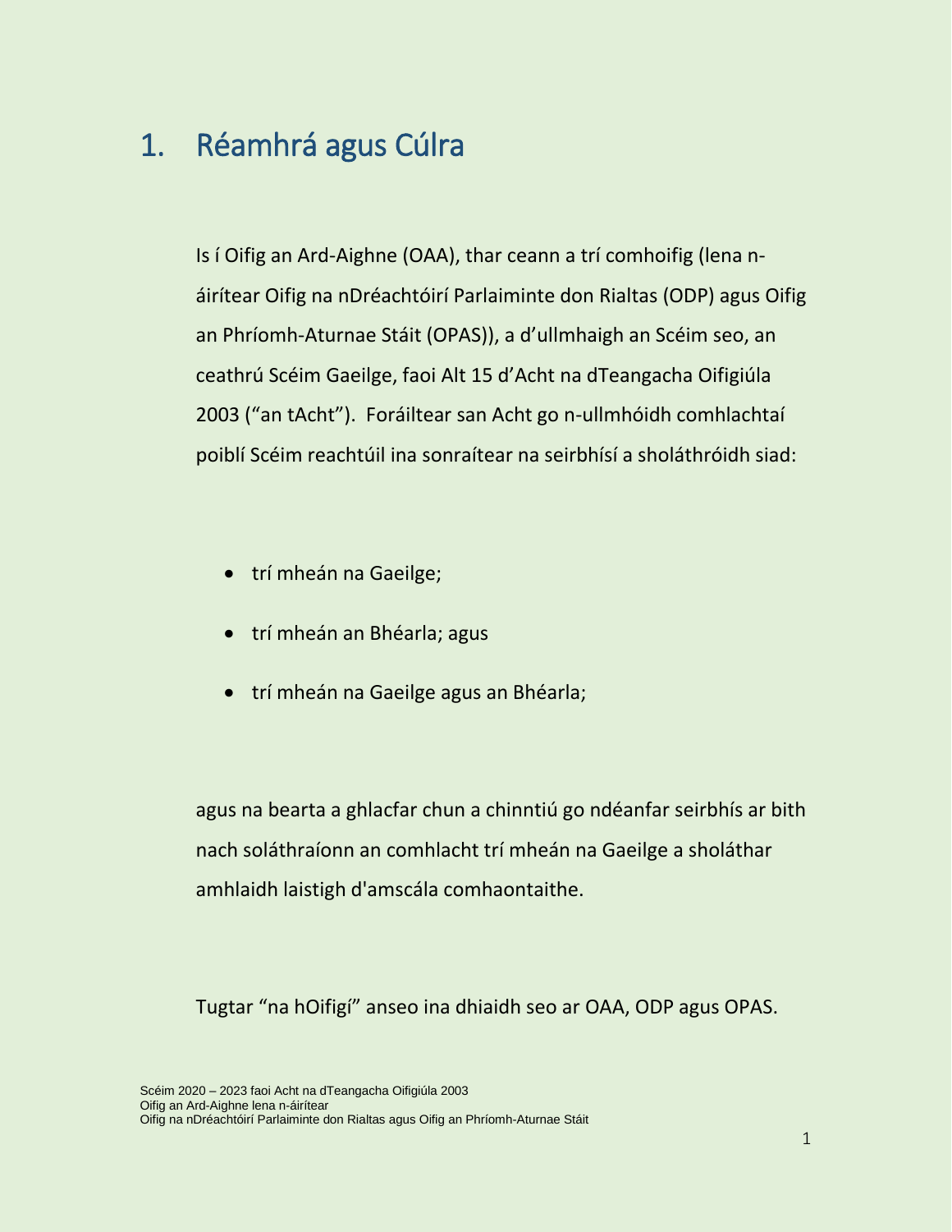# 1. Réamhrá agus Cúlra

Is í Oifig an Ard-Aighne (OAA), thar ceann a trí comhoifig (lena n-áirítear Oifig na nDréachtóirí Parlaiminte don Rialtas (ODP) agus Oifig an Phríomh-Aturnae Stáit (OPAS)), a d'ullmhaigh an Scéim seo, an ceathrú Scéim Gaeilge, faoi Alt 15 d'Acht na dTeangacha Oifigiúla 2003 ("an tAcht"). Foráiltear san Acht go n-ullmhóidh comhlachtaí poiblí Scéim reachtúil ina sonraítear na seirbhísí a sholáthróidh siad:

- trí mheán na Gaeilge;
- trí mheán an Bhéarla; agus
- trí mheán na Gaeilge agus an Bhéarla;

agus na bearta a ghlacfar chun a chinntiú go ndéanfar seirbhís ar bith nach soláthraíonn an comhlacht trí mheán na Gaeilge a sholáthar amhlaidh laistigh d'amscála comhaontaithe.

Tugtar "na hOifigí" anseo ina dhiaidh seo ar OAA, ODP agus OPAS.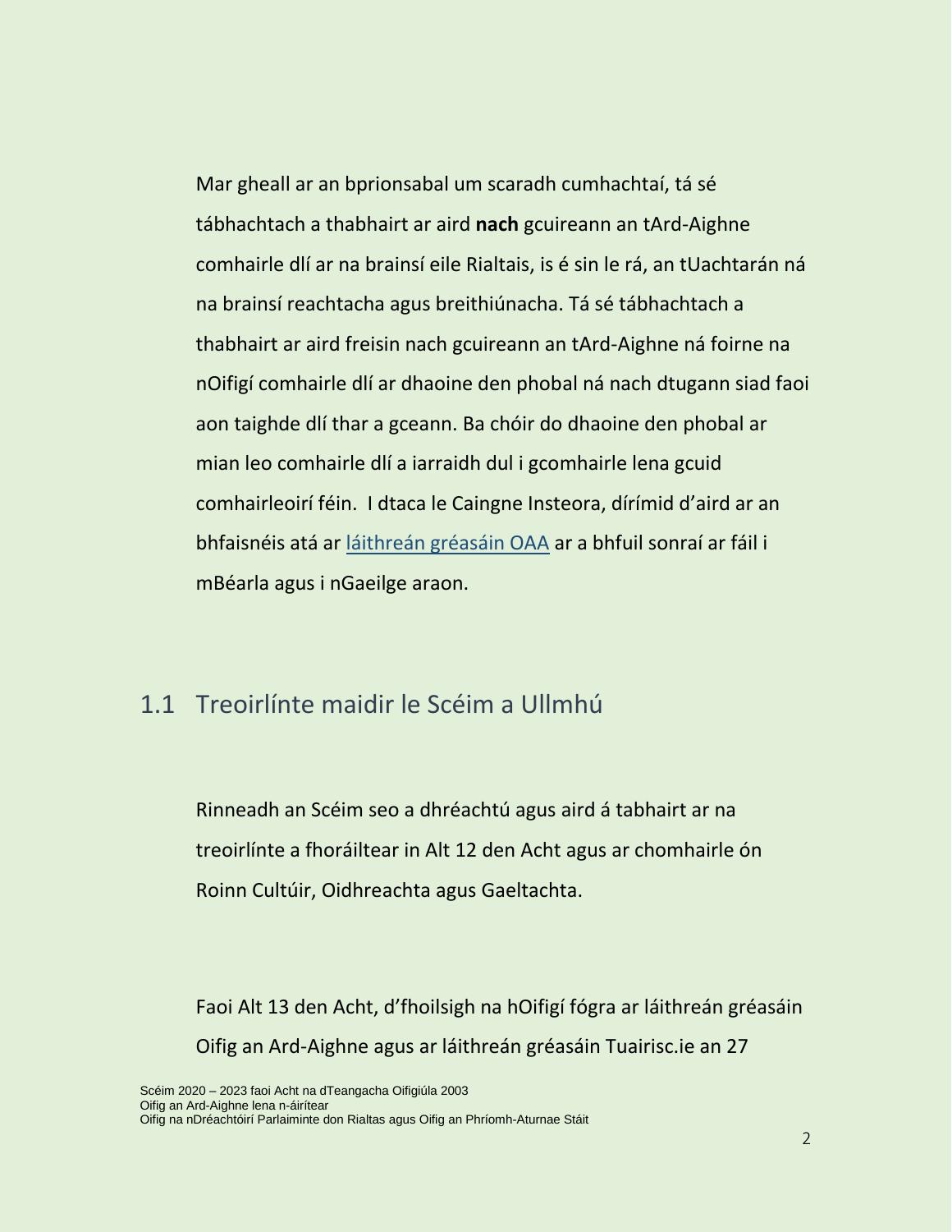Mar gheall ar an bprionsabal um scaradh cumhachtaí, tá sé tábhachtach a thabhairt ar aird **nach** gcuireann an tArd-Aighne comhairle dlí ar na brainsí eile Rialtais, is é sin le rá, an tUachtarán ná na brainsí reachtacha agus breithiúnacha. Tá sé tábhachtach a thabhairt ar aird freisin nach gcuireann an tArd-Aighne ná foirne na nOifigí comhairle dlí ar dhaoine den phobal ná nach dtugann siad faoi aon taighde dlí thar a gceann. Ba chóir do dhaoine den phobal ar mian leo comhairle dlí a iarraidh dul i gcomhairle lena gcuid comhairleoirí féin. I dtaca le Caingne Insteora, dírímid d'aird ar an bhfaisnéis atá ar [láithreán gréasáin OAA]() ar a bhfuil sonraí ar fáil i mBéarla agus i nGaeilge araon.

## 1.1 Treoirlínte maidir le Scéim a Ullmhú

Rinneadh an Scéim seo a dhréachtú agus aird á tabhairt ar na treoirlínte a fhoráiltear in Alt 12 den Acht agus ar chomhairle ón Roinn Cultúir, Oidhreachta agus Gaeltachta.

Faoi Alt 13 den Acht, d'fhoilsigh na hOifigí fógra ar láithreán gréasáin Oifig an Ard-Aighne agus ar láithreán gréasáin Tuairisc.ie an 27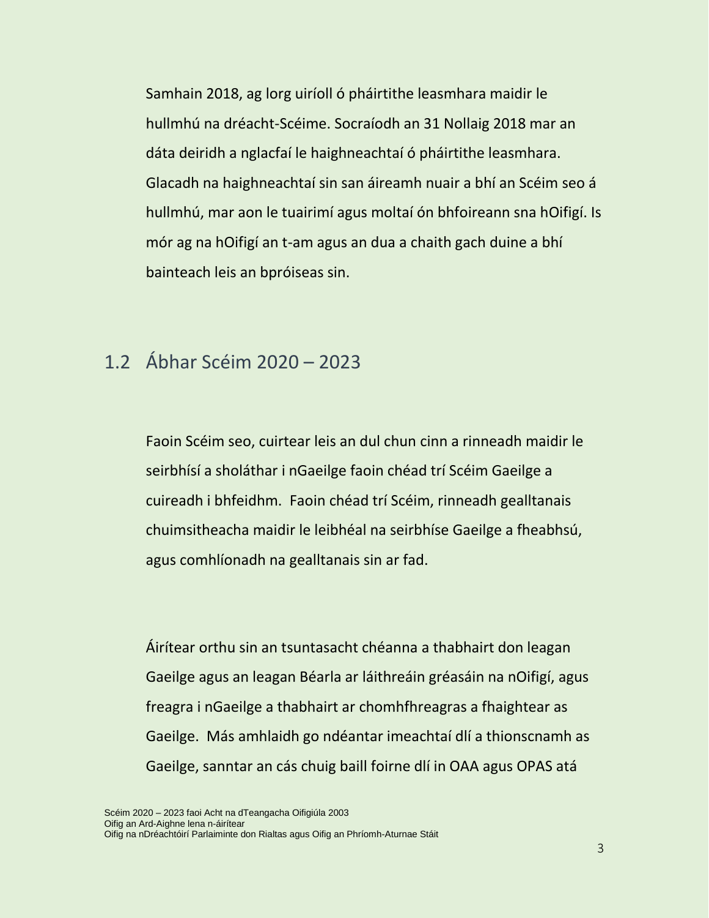Samhain 2018, ag lorg uiríoll ó pháirtithe leasmhara maidir le hullmhú na dréacht-Scéime. Socraíodh an 31 Nollaig 2018 mar an dáta deiridh a nglacfaí le haighneachtaí ó pháirtithe leasmhara. Glacadh na haighneachtaí sin san áireamh nuair a bhí an Scéim seo á hullmhú, mar aon le tuairimí agus moltaí ón bhfoireann sna hOifigí. Is mór ag na hOifigí an t-am agus an dua a chaith gach duine a bhí bainteach leis an bpróiseas sin.

## 1.2 Ábhar Scéim 2020 – 2023

Faoin Scéim seo, cuirtear leis an dul chun cinn a rinneadh maidir le seirbhísí a sholáthar i nGaeilge faoin chéad trí Scéim Gaeilge a cuireadh i bhfeidhm. Faoin chéad trí Scéim, rinneadh gealltanais chuimsitheacha maidir le leibhéal na seirbhíse Gaeilge a fheabhsú, agus comhlíonadh na gealltanais sin ar fad.

Áirítear orthu sin an tsuntasacht chéanna a thabhairt don leagan Gaeilge agus an leagan Béarla ar láithreáin gréasáin na nOifigí, agus freagra i nGaeilge a thabhairt ar chomhfhreagras a fhaightear as Gaeilge. Más amhlaidh go ndéantar imeachtaí dlí a thionscnamh as Gaeilge, sanntar an cás chuig baill foirne dlí in OAA agus OPAS atá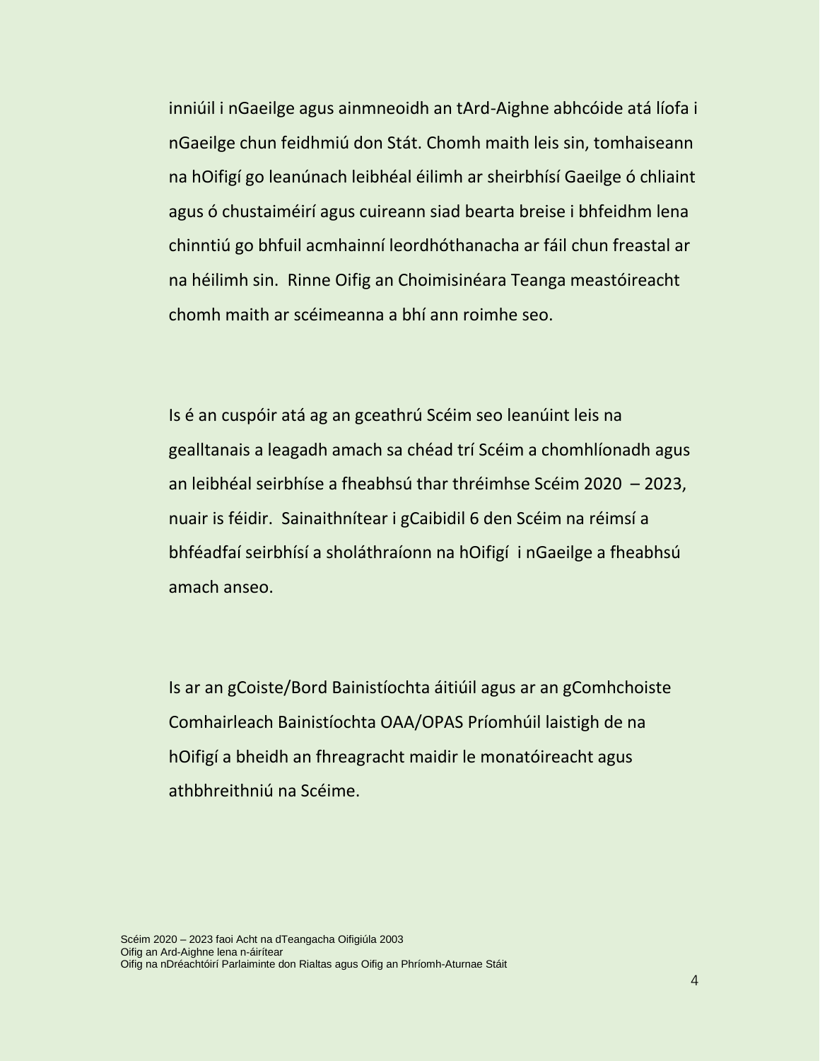inniúil i nGaeilge agus ainmneoidh an tArd-Aighne abhcóide atá líofa i nGaeilge chun feidhmiú don Stát. Chomh maith leis sin, tomhaiseann na hOifigí go leanúnach leibhéal éilimh ar sheirbhísí Gaeilge ó chliaint agus ó chustaiméirí agus cuireann siad bearta breise i bhfeidhm lena chinntiú go bhfuil acmhainní leordhóthanacha ar fáil chun freastal ar na héilimh sin. Rinne Oifig an Choimisinéara Teanga meastóireacht chomh maith ar scéimeanna a bhí ann roimhe seo.

Is é an cuspóir atá ag an gceathrú Scéim seo leanúint leis na gealltanais a leagadh amach sa chéad trí Scéim a chomhlíonadh agus an leibhéal seirbhíse a fheabhsú thar thréimhse Scéim 2020 – 2023, nuair is féidir. Sainaithnítear i gCaibidil 6 den Scéim na réimsí a bhféadfaí seirbhísí a sholáthraíonn na hOifigí i nGaeilge a fheabhsú amach anseo.

Is ar an gCoiste/Bord Bainistíochta áitiúil agus ar an gComhchoiste Comhairleach Bainistíochta OAA/OPAS Príomhúil laistigh de na hOifigí a bheidh an fhreagracht maidir le monatóireacht agus athbhreithniú na Scéime.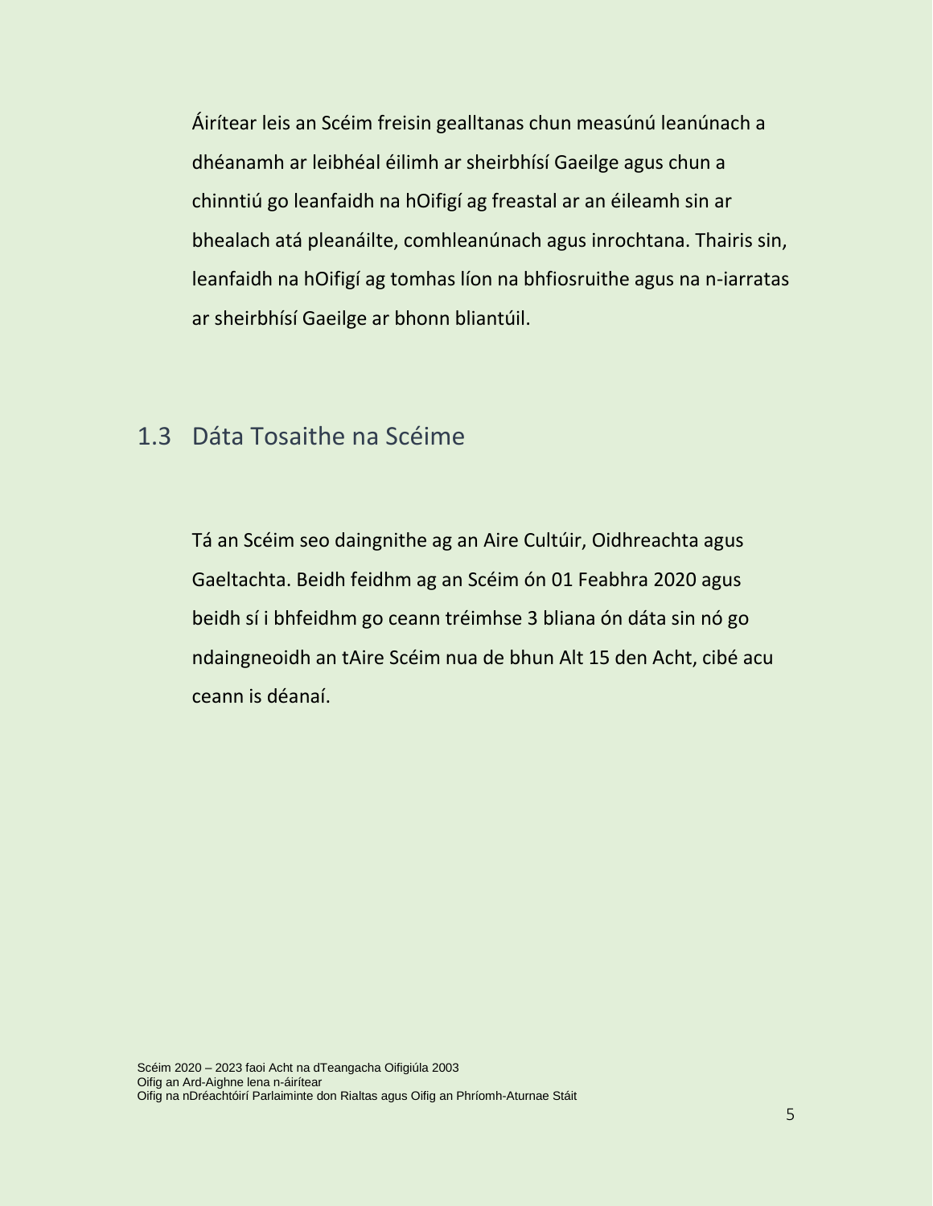Áirítear leis an Scéim freisin gealltanas chun measúnú leanúnach a dhéanamh ar leibhéal éilimh ar sheirbhísí Gaeilge agus chun a chinntiú go leanfaidh na hOifigí ag freastal ar an éileamh sin ar bhealach atá pleanáilte, comhleanúnach agus inrochtana. Thairis sin, leanfaidh na hOifigí ag tomhas líon na bhfiosruithe agus na n-iarratas ar sheirbhísí Gaeilge ar bhonn bliantúil.

## 1.3 Dáta Tosaithe na Scéime

Tá an Scéim seo daingnithe ag an Aire Cultúir, Oidhreachta agus Gaeltachta. Beidh feidhm ag an Scéim ón 01 Feabhra 2020 agus beidh sí i bhfeidhm go ceann tréimhse 3 bliana ón dáta sin nó go ndaingneoidh an tAire Scéim nua de bhun Alt 15 den Acht, cibé acu ceann is déanaí.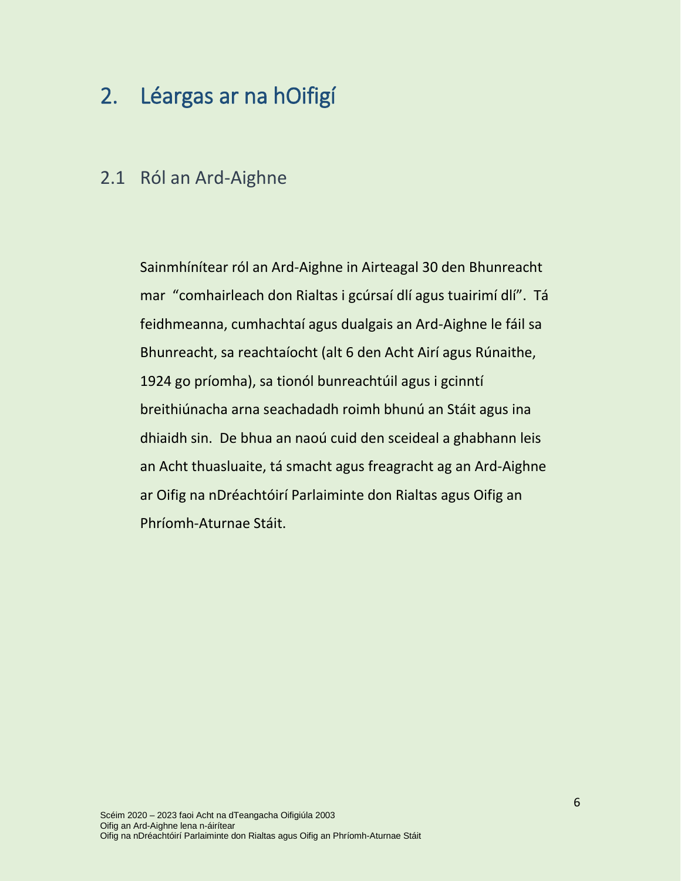# 2. Léargas ar na hOifigí

## 2.1 Ról an Ard-Aighne

Sainmhínítear ról an Ard-Aighne in Airteagal 30 den Bhunreacht mar "comhairleach don Rialtas i gcúrsaí dlí agus tuairimí dlí". Tá feidhmeanna, cumhachtaí agus dualgais an Ard-Aighne le fáil sa Bhunreacht, sa reachtaíocht (alt 6 den Acht Airí agus Rúnaithe, 1924 go príomha), sa tionól bunreachtúil agus i gcinntí breithiúnacha arna seachadadh roimh bhunú an Stáit agus ina dhiaidh sin. De bhua an naoú cuid den sceideal a ghabhann leis an Acht thuasluaite, tá smacht agus freagracht ag an Ard-Aighne ar Oifig na nDréachtóirí Parlaiminte don Rialtas agus Oifig an Phríomh-Aturnae Stáit.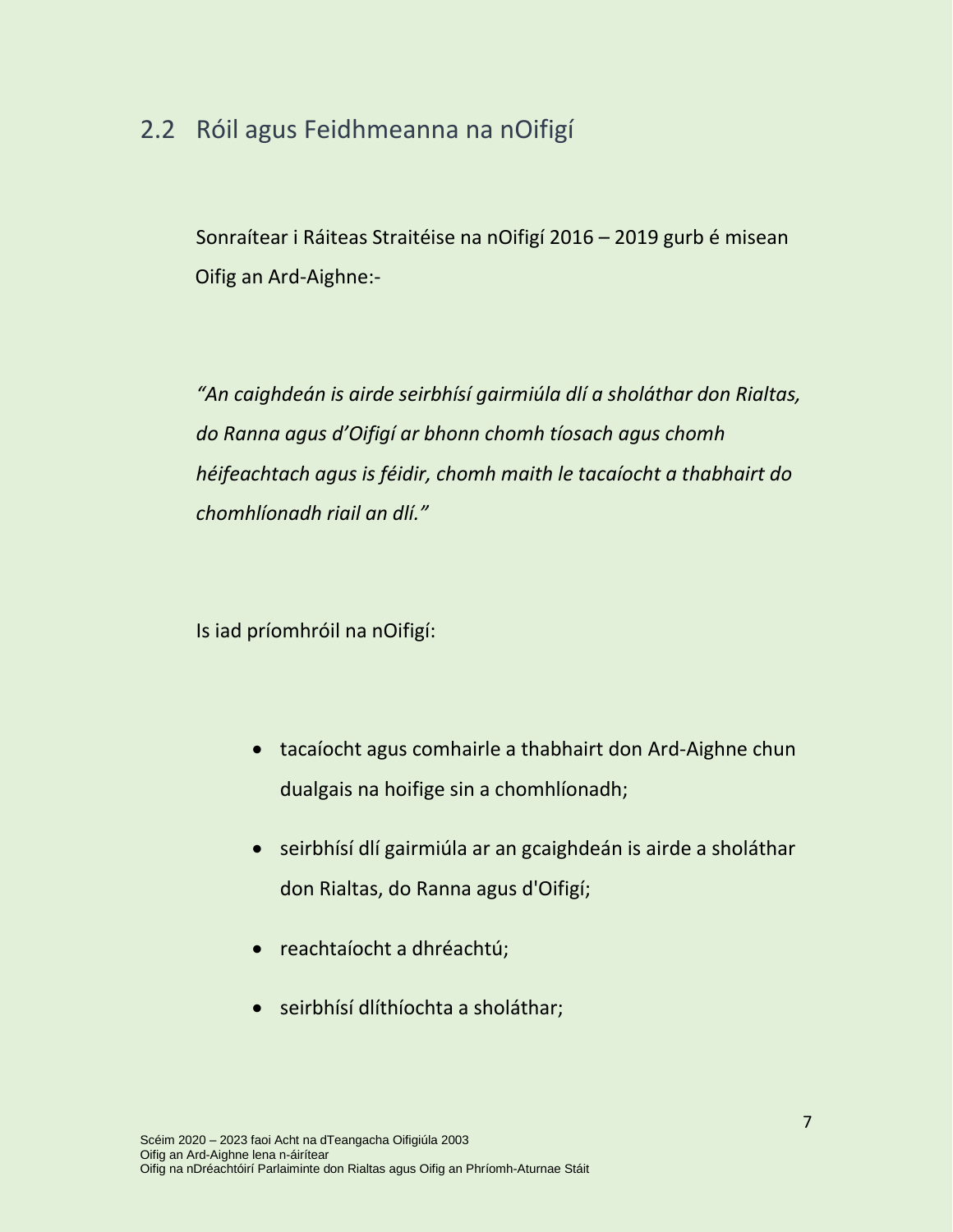## 2.2 Róil agus Feidhmeanna na nOifigí

Sonraítear i Ráiteas Straitéise na nOifigí 2016 – 2019 gurb é misean Oifig an Ard-Aighne:-

*"An caighdeán is airde seirbhísí gairmiúla dlí a sholáthar don Rialtas, do Ranna agus d'Oifigí ar bhonn chomh tíosach agus chomh héifeachtach agus is féidir, chomh maith le tacaíocht a thabhairt do chomhlíonadh riail an dlí."*

Is iad príomhróil na nOifigí:

- tacaíocht agus comhairle a thabhairt don Ard-Aighne chun dualgais na hoifige sin a chomhlíonadh;
- seirbhísí dlí gairmiúla ar an gcaighdeán is airde a sholáthar don Rialtas, do Ranna agus d'Oifigí;
- reachtaíocht a dhréachtú;
- seirbhísí dlíthíochta a sholáthar;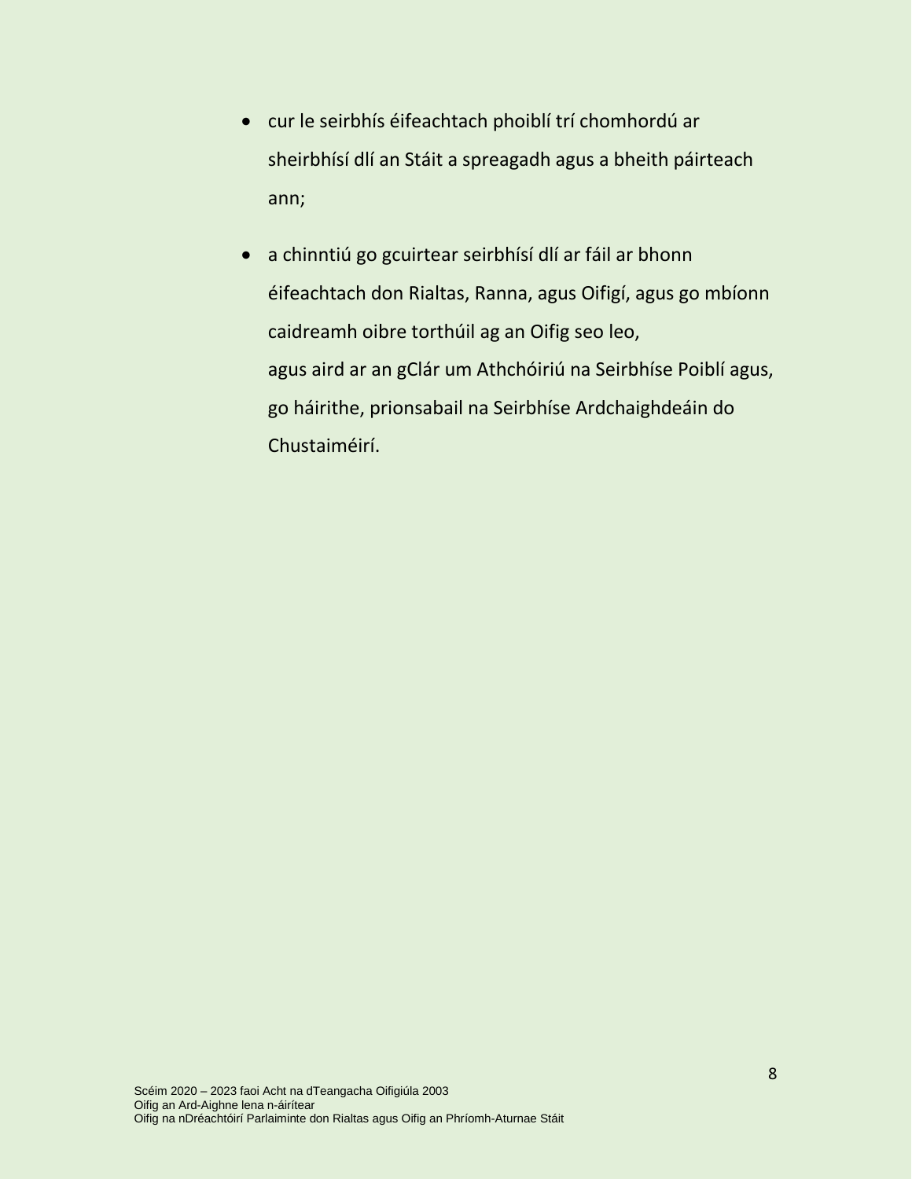- cur le seirbhís éifeachtach phoiblí trí chomhordú ar sheirbhísí dlí an Stáit a spreagadh agus a bheith páirteach ann;

- a chinntiú go gcuirtear seirbhísí dlí ar fáil ar bhonn éifeachtach don Rialtas, Ranna, agus Oifigí, agus go mbíonn caidreamh oibre torthúil ag an Oifig seo leo,
agus aird ar an gClár um Athchóiriú na Seirbhíse Poiblí agus, go háirithe, prionsabail na Seirbhíse Ardchaighdeáin do Chustaiméirí.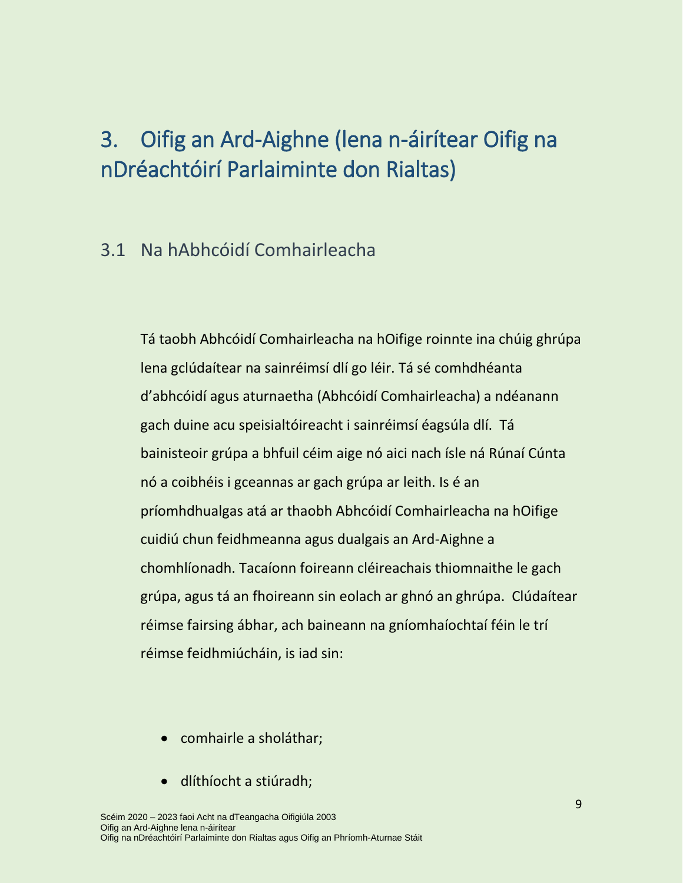# 3. Oifig an Ard-Aighne (lena n-áirítear Oifig na nDréachtóirí Parlaiminte don Rialtas)

## 3.1 Na hAbhcóidí Comhairleacha

Tá taobh Abhcóidí Comhairleacha na hOifige roinnte ina chúig ghrúpa lena gclúdaítear na sainréimsí dlí go léir. Tá sé comhdhéanta d'abhcóidí agus aturnaetha (Abhcóidí Comhairleacha) a ndéanann gach duine acu speisialtóireacht i sainréimsí éagsúla dlí. Tá bainisteoir grúpa a bhfuil céim aige nó aici nach ísle ná Rúnaí Cúnta nó a coibhéis i gceannas ar gach grúpa ar leith. Is é an príomhdhualgas atá ar thaobh Abhcóidí Comhairleacha na hOifige cuidiú chun feidhmeanna agus dualgais an Ard-Aighne a chomhlíonadh. Tacaíonn foireann cléireachais thiomnaithe le gach grúpa, agus tá an fhoireann sin eolach ar ghnó an ghrúpa. Clúdaítear réimse fairsing ábhar, ach baineann na gníomhaíochtaí féin le trí réimse feidhmiúcháin, is iad sin:

- comhairle a sholáthar;
- dlíthíocht a stiúradh;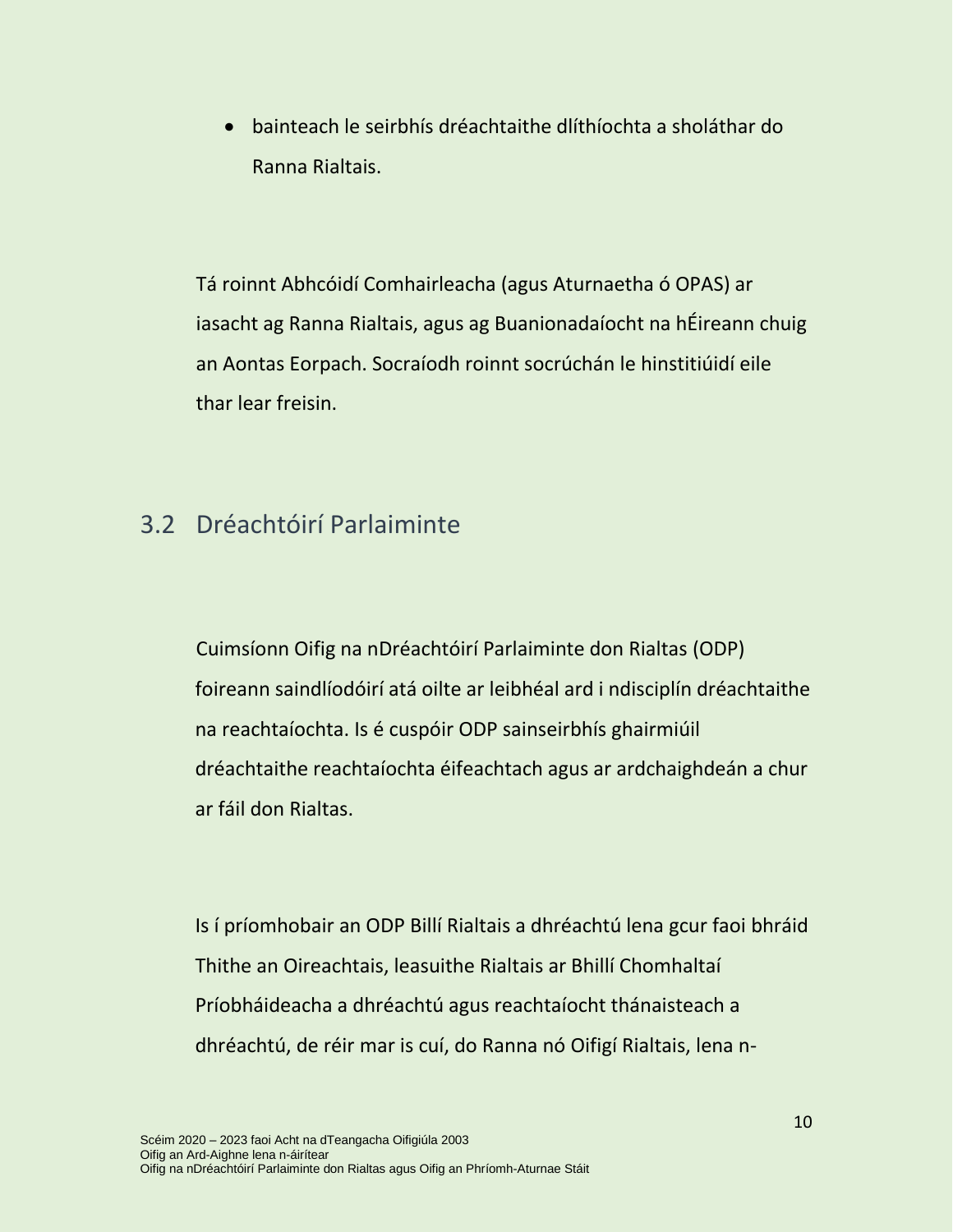- bainteach le seirbhís dréachtaithe dlíthíochta a sholáthar do Ranna Rialtais.

Tá roinnt Abhcóidí Comhairleacha (agus Aturnaetha ó OPAS) ar iasacht ag Ranna Rialtais, agus ag Buanionadaíocht na hÉireann chuig an Aontas Eorpach. Socraíodh roinnt socrúchán le hinstitiúidí eile thar lear freisin.

## 3.2 Dréachtóirí Parlaiminte

Cuimsíonn Oifig na nDréachtóirí Parlaiminte don Rialtas (ODP) foireann saindlíodóirí atá oilte ar leibhéal ard i ndisciplín dréachtaithe na reachtaíochta. Is é cuspóir ODP sainseirbhís ghairmiúil dréachtaithe reachtaíochta éifeachtach agus ar ardchaighdeán a chur ar fáil don Rialtas.

Is í príomhobair an ODP Billí Rialtais a dhréachtú lena gcur faoi bhráid Thithe an Oireachtais, leasuithe Rialtais ar Bhillí Chomhaltaí Príobháideacha a dhréachtú agus reachtaíocht thánaisteach a dhréachtú, de réir mar is cuí, do Ranna nó Oifigí Rialtais, lena n-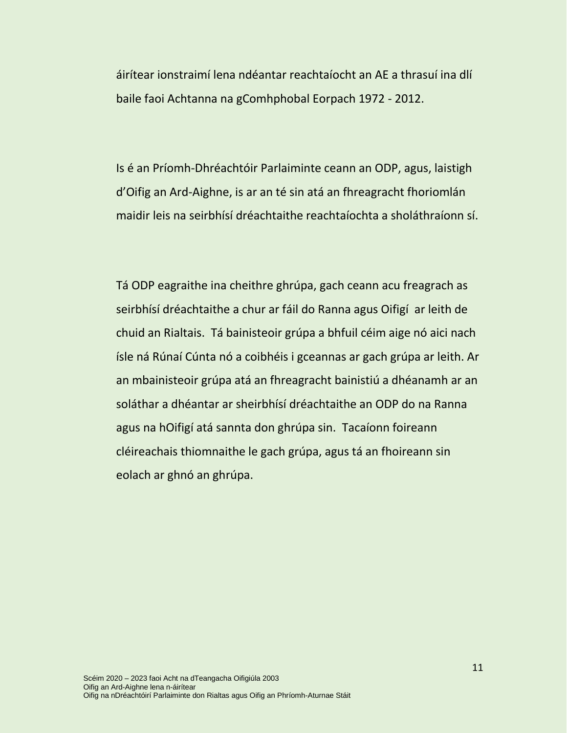áirítear ionstraimí lena ndéantar reachtaíocht an AE a thrasuí ina dlí baile faoi Achtanna na gComhphobal Eorpach 1972 - 2012.

Is é an Príomh-Dhréachtóir Parlaiminte ceann an ODP, agus, laistigh d'Oifig an Ard-Aighne, is ar an té sin atá an fhreagracht fhoriomlán maidir leis na seirbhísí dréachtaithe reachtaíochta a sholáthraíonn sí.

Tá ODP eagraithe ina cheithre ghrúpa, gach ceann acu freagrach as seirbhísí dréachtaithe a chur ar fáil do Ranna agus Oifigí ar leith de chuid an Rialtais. Tá bainisteoir grúpa a bhfuil céim aige nó aici nach ísle ná Rúnaí Cúnta nó a coibhéis i gceannas ar gach grúpa ar leith. Ar an mbainisteoir grúpa atá an fhreagracht bainistiú a dhéanamh ar an soláthar a dhéantar ar sheirbhísí dréachtaithe an ODP do na Ranna agus na hOifigí atá sannta don ghrúpa sin. Tacaíonn foireann cléireachais thiomnaithe le gach grúpa, agus tá an fhoireann sin eolach ar ghnó an ghrúpa.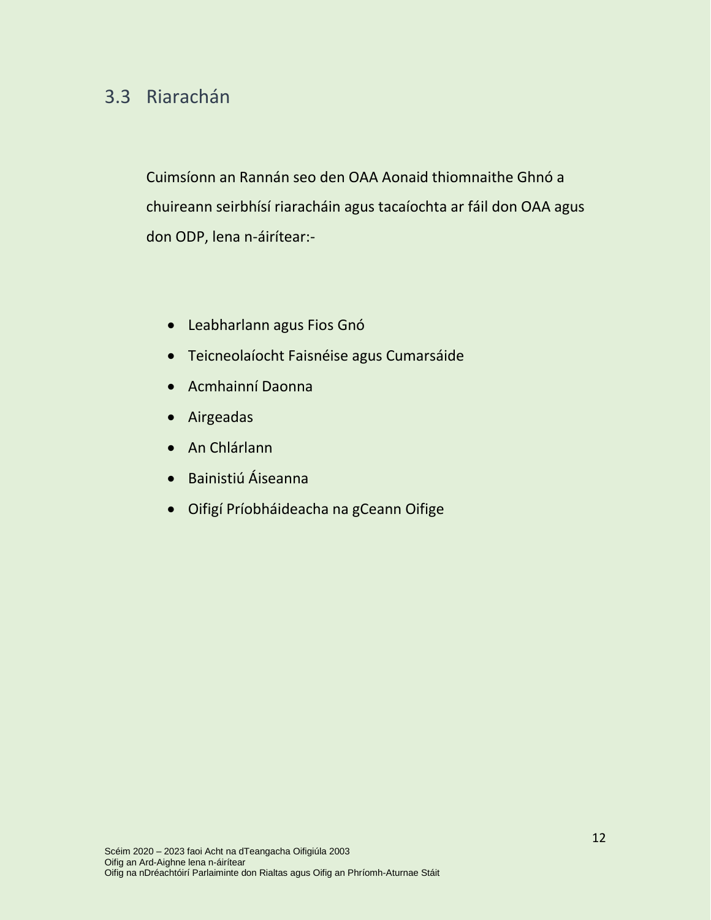## 3.3 Riarachán

Cuimsíonn an Rannán seo den OAA Aonaid thiomnaithe Ghnó a chuireann seirbhísí riaracháin agus tacaíochta ar fáil don OAA agus don ODP, lena n-áirítear:-

- Leabharlann agus Fios Gnó
- Teicneolaíocht Faisnéise agus Cumarsáide
- Acmhainní Daonna
- Airgeadas
- An Chlárlann
- Bainistiú Áiseanna
- Oifigí Príobháideacha na gCeann Oifige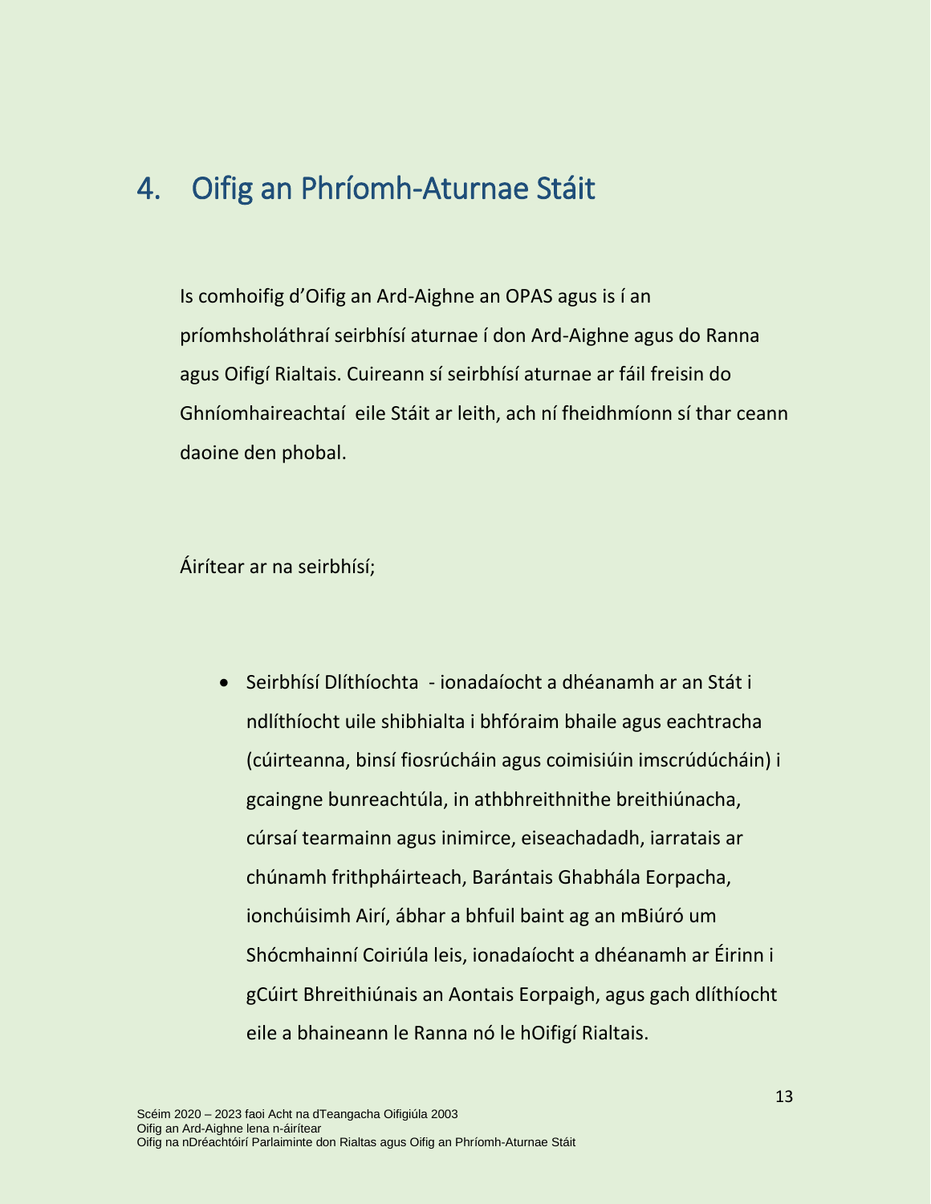## 4. Oifig an Phríomh-Aturnae Stáit

Is comhoifig d'Oifig an Ard-Aighne an OPAS agus is í an príomhsholáthraí seirbhísí aturnae í don Ard-Aighne agus do Ranna agus Oifigí Rialtais. Cuireann sí seirbhísí aturnae ar fáil freisin do Ghníomhaireachtaí eile Stáit ar leith, ach ní fheidhmíonn sí thar ceann daoine den phobal.

Áirítear ar na seirbhísí;

- Seirbhísí Dlíthíochta - ionadaíocht a dhéanamh ar an Stát i ndlíthíocht uile shibhialta i bhfóraim bhaile agus eachtracha (cúirteanna, binsí fiosrúcháin agus coimisiúin imscrúdúcháin) i gcaingne bunreachtúla, in athbhreithnithe breithiúnacha, cúrsaí tearmainn agus inimirce, eiseachadadh, iarratais ar chúnamh frithpháirteach, Barántais Ghabhála Eorpacha, ionchúisimh Airí, ábhar a bhfuil baint ag an mBiúró um Shócmhainní Coiriúla leis, ionadaíocht a dhéanamh ar Éirinn i gCúirt Bhreithiúnais an Aontais Eorpaigh, agus gach dlíthíocht eile a bhaineann le Ranna nó le hOifigí Rialtais.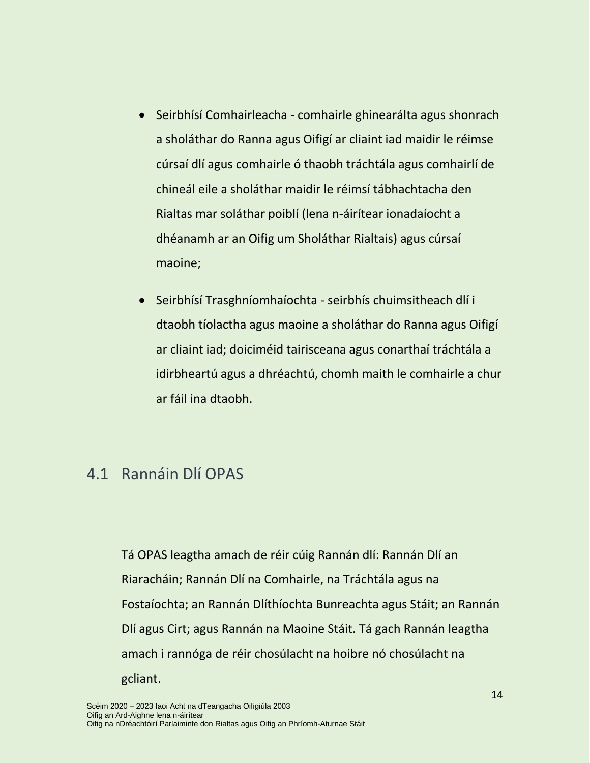- Seirbhísí Comhairleacha - comhairle ghinearálta agus shonrach a sholáthar do Ranna agus Oifigí ar cliaint iad maidir le réimse cúrsaí dlí agus comhairle ó thaobh tráchtála agus comhairlí de chineál eile a sholáthar maidir le réimsí tábhachtacha den Rialtas mar soláthar poiblí (lena n-áirítear ionadaíocht a dhéanamh ar an Oifig um Sholáthar Rialtais) agus cúrsaí maoine;
- Seirbhísí Trasghníomhaíochta - seirbhís chuimsitheach dlí i dtaobh tíolactha agus maoine a sholáthar do Ranna agus Oifigí ar cliaint iad; doiciméid tairisceana agus conarthaí tráchtála a idirbheartú agus a dhréachtú, chomh maith le comhairle a chur ar fáil ina dtaobh.

## 4.1 Rannáin Dlí OPAS

Tá OPAS leagtha amach de réir cúig Rannán dlí: Rannán Dlí an Riaracháin; Rannán Dlí na Comhairle, na Tráchtála agus na Fostaíochta; an Rannán Dlíthíochta Bunreachta agus Stáit; an Rannán Dlí agus Cirt; agus Rannán na Maoine Stáit. Tá gach Rannán leagtha amach i rannóga de réir chosúlacht na hoibre nó chosúlacht na gcliant.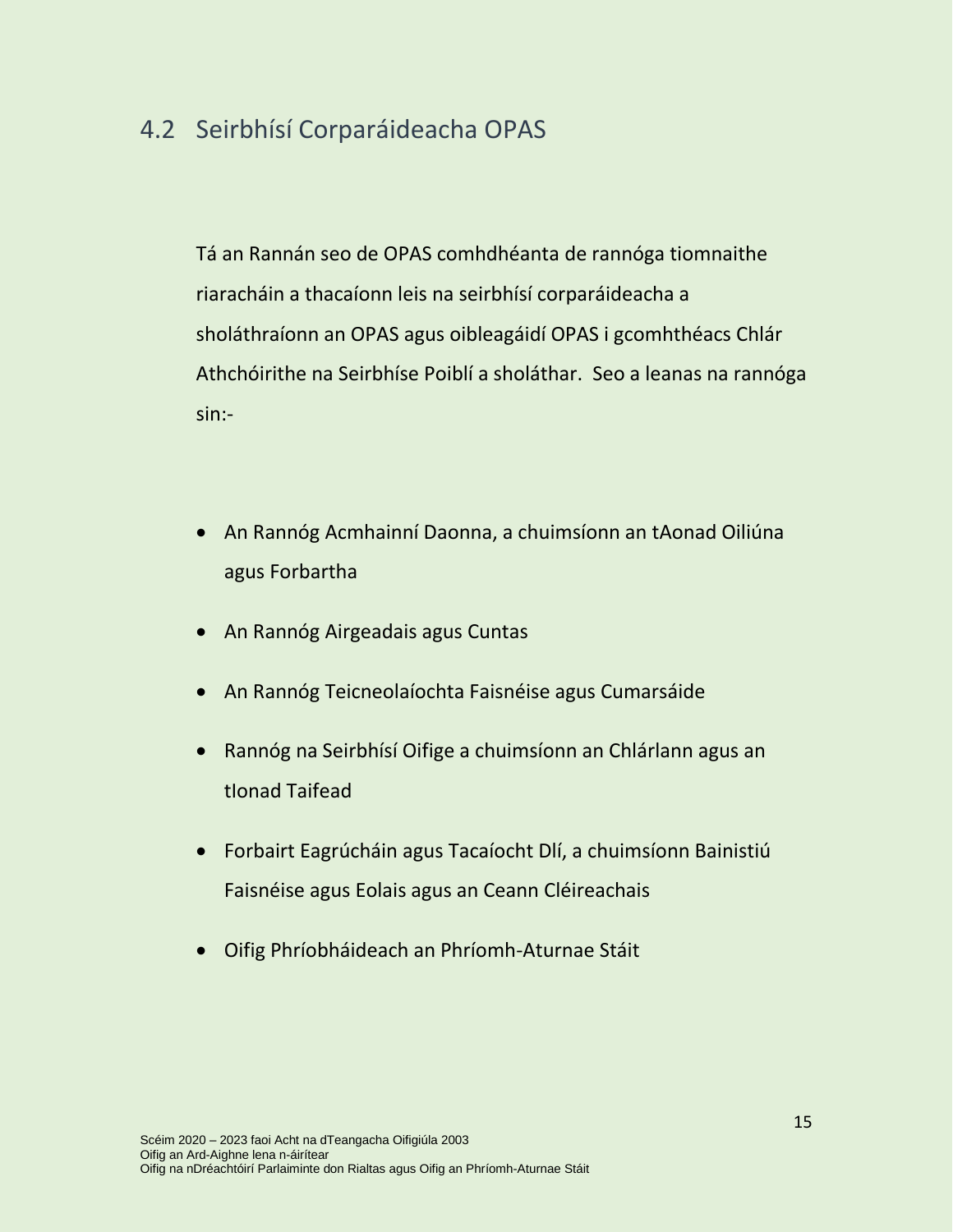## 4.2 Seirbhísí Corparáideacha OPAS

Tá an Rannán seo de OPAS comhdhéanta de rannóga tiomnaithe riaracháin a thacaíonn leis na seirbhísí corparáideacha a sholáthraíonn an OPAS agus oibleagáidí OPAS i gcomhthéacs Chlár Athchóirithe na Seirbhíse Poiblí a sholáthar. Seo a leanas na rannóga sin:-

- An Rannóg Acmhainní Daonna, a chuimsíonn an tAonad Oiliúna agus Forbartha
- An Rannóg Airgeadais agus Cuntas
- An Rannóg Teicneolaíochta Faisnéise agus Cumarsáide
- Rannóg na Seirbhísí Oifige a chuimsíonn an Chlárlann agus an tIonad Taifead
- Forbairt Eagrúcháin agus Tacaíocht Dlí, a chuimsíonn Bainistiú Faisnéise agus Eolais agus an Ceann Cléireachais
- Oifig Phríobháideach an Phríomh-Aturnae Stáit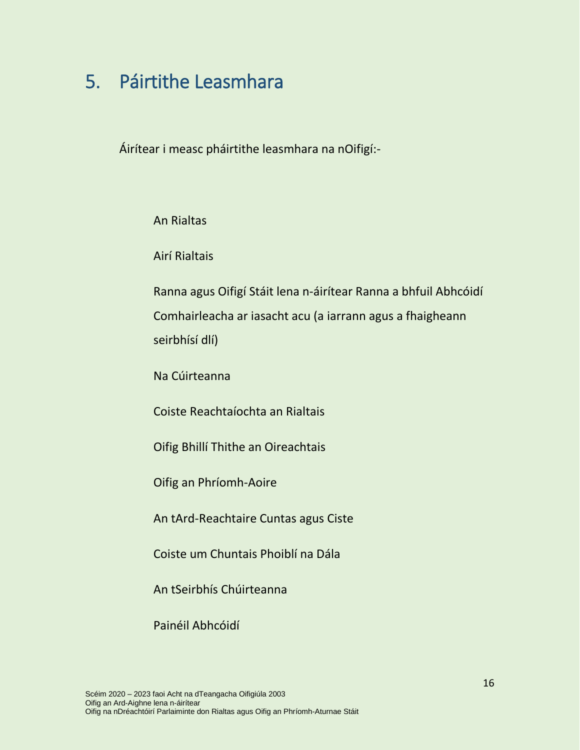# 5. Páirtithe Leasmhara

Áirítear i measc pháirtithe leasmhara na nOifigí:-

An Rialtas

Airí Rialtais

Ranna agus Oifigí Stáit lena n-áirítear Ranna a bhfuil Abhcóidí Comhairleacha ar iasacht acu (a iarrann agus a fhaigheann seirbhísí dlí)

Na Cúirteanna

Coiste Reachtaíochta an Rialtais

Oifig Bhillí Thithe an Oireachtais

Oifig an Phríomh-Aoire

An tArd-Reachtaire Cuntas agus Ciste

Coiste um Chuntais Phoiblí na Dála

An tSeirbhís Chúirteanna

Painéil Abhcóidí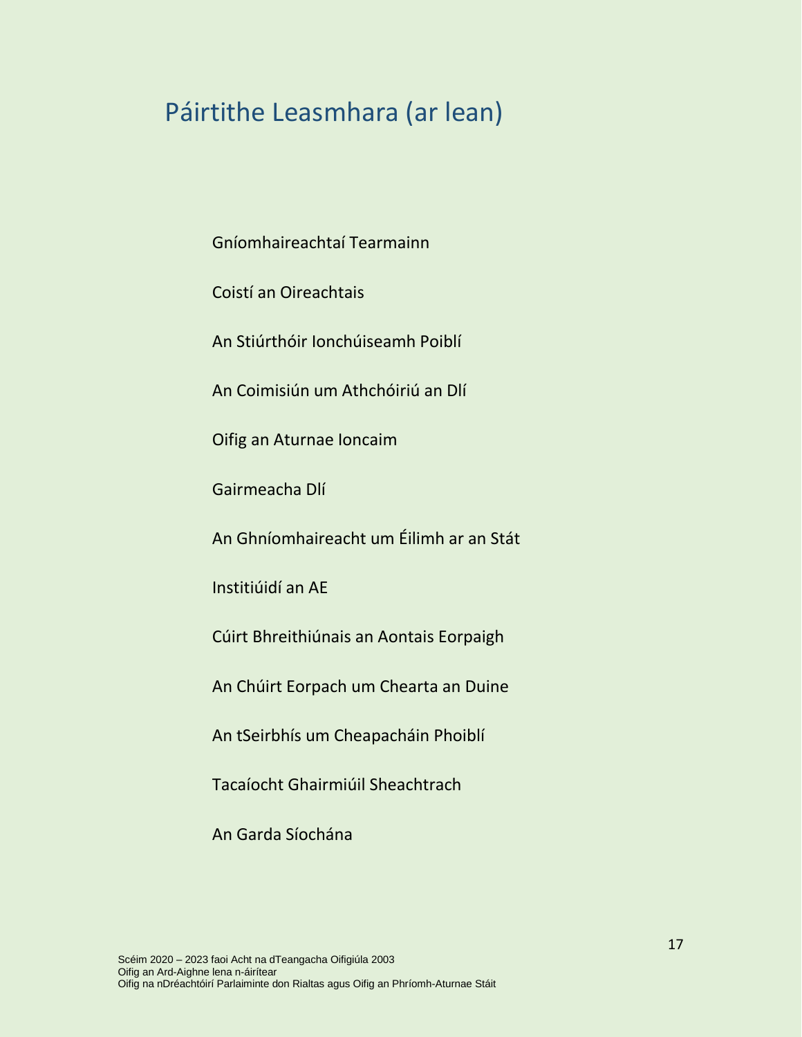# Páirtithe Leasmhara (ar lean)

Gníomhaireachtaí Tearmainn

Coistí an Oireachtais

An Stiúrthóir Ionchúiseamh Poiblí

An Coimisiún um Athchóiriú an Dlí

Oifig an Aturnae Ioncaim

Gairmeacha Dlí

An Ghníomhaireacht um Éilimh ar an Stát

Institiúidí an AE

Cúirt Bhreithiúnais an Aontais Eorpaigh

An Chúirt Eorpach um Chearta an Duine

An tSeirbhís um Cheapacháin Phoiblí

Tacaíocht Ghairmiúil Sheachtrach

An Garda Síochána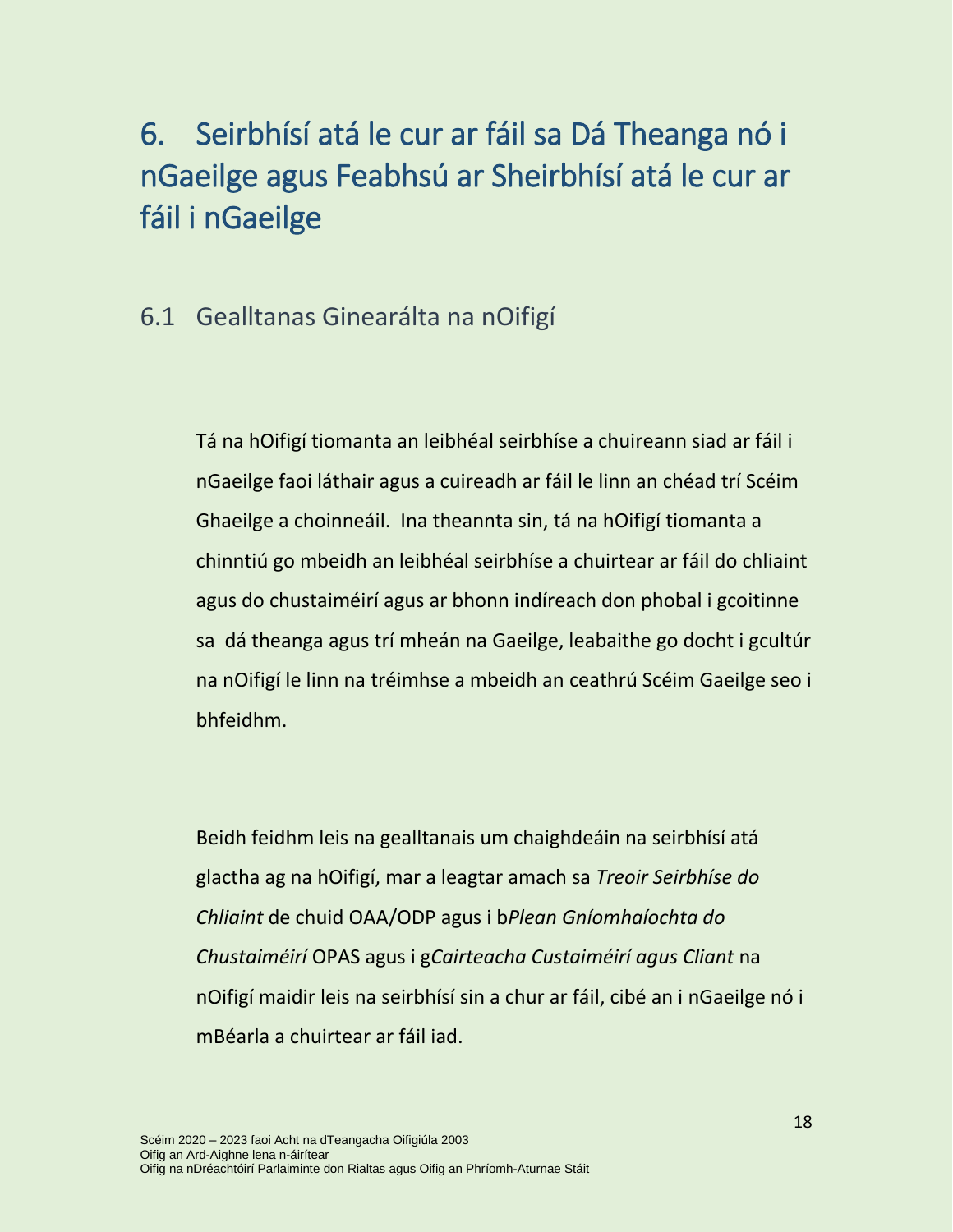# 6. Seirbhísí atá le cur ar fáil sa Dá Theanga nó i nGaeilge agus Feabhsú ar Sheirbhísí atá le cur ar fáil i nGaeilge

## 6.1 Gealltanas Ginearálta na nOifigí

Tá na hOifigí tiomanta an leibhéal seirbhíse a chuireann siad ar fáil i nGaeilge faoi láthair agus a cuireadh ar fáil le linn an chéad trí Scéim Ghaeilge a choinneáil. Ina theannta sin, tá na hOifigí tiomanta a chinntiú go mbeidh an leibhéal seirbhíse a chuirtear ar fáil do chliaint agus do chustaiméirí agus ar bhonn indíreach don phobal i gcoitinne sa dá theanga agus trí mheán na Gaeilge, leabaithe go docht i gcultúr na nOifigí le linn na tréimhse a mbeidh an ceathrú Scéim Gaeilge seo i bhfeidhm.

Beidh feidhm leis na gealltanais um chaighdeáin na seirbhísí atá glactha ag na hOifigí, mar a leagtar amach sa *Treoir Seirbhíse do Chliaint* de chuid OAA/ODP agus i b*Plean Gníomhaíochta do Chustaiméirí* OPAS agus i g*Cairteacha Custaiméirí agus Cliant* na nOifigí maidir leis na seirbhísí sin a chur ar fáil, cibé an i nGaeilge nó i mBéarla a chuirtear ar fáil iad.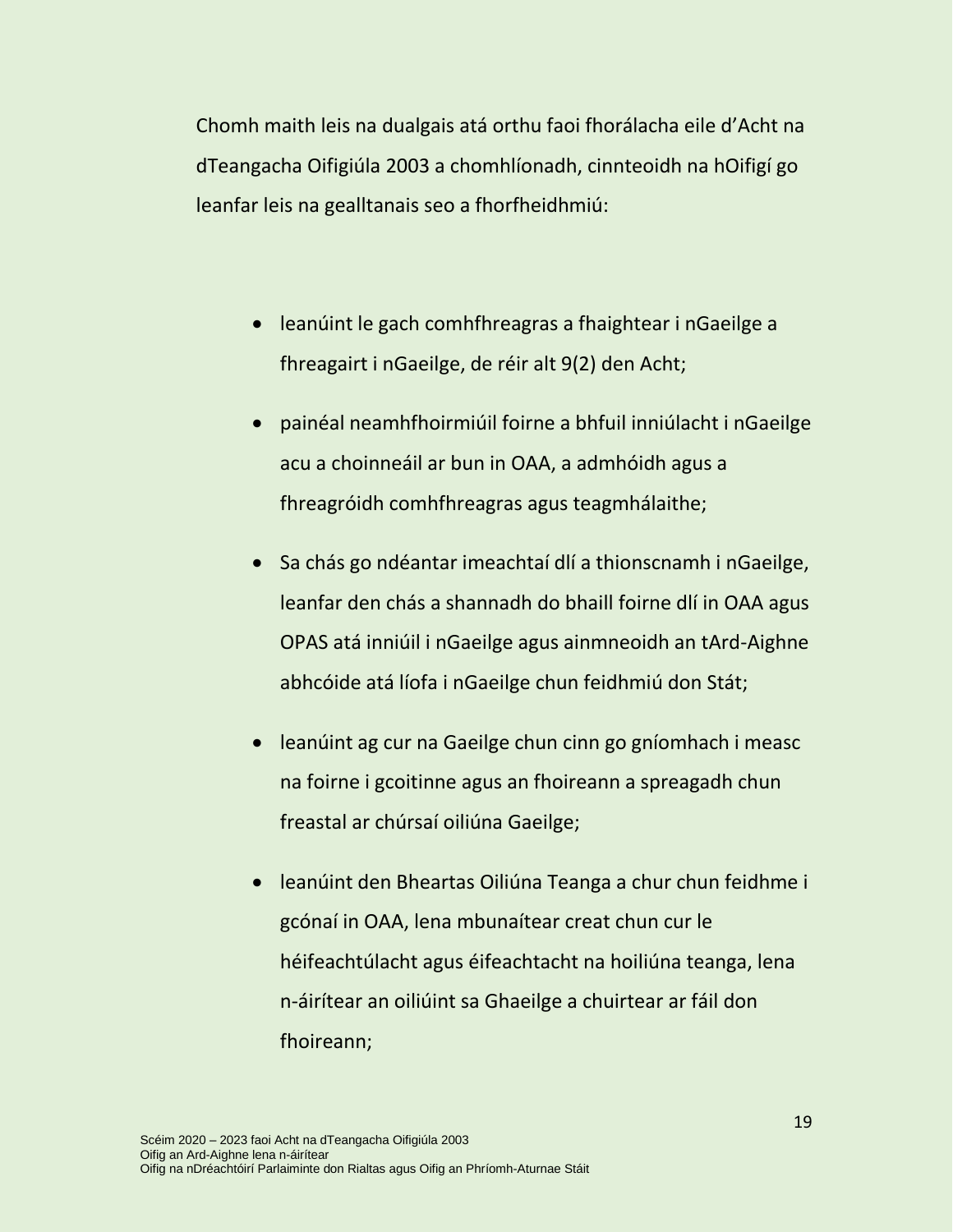Chomh maith leis na dualgais atá orthu faoi fhorálacha eile d'Acht na dTeangacha Oifigiúla 2003 a chomhlíonadh, cinnteoidh na hOifigí go leanfar leis na gealltanais seo a fhorfheidhmiú:

- leanúint le gach comhfhreagras a fhaightear i nGaeilge a fhreagairt i nGaeilge, de réir alt 9(2) den Acht;
- painéal neamhfhoirmiúil foirne a bhfuil inniúlacht i nGaeilge acu a choinneáil ar bun in OAA, a admhóidh agus a fhreagróidh comhfhreagras agus teagmhálaithe;
- Sa chás go ndéantar imeachtaí dlí a thionscnamh i nGaeilge, leanfar den chás a shannadh do bhaill foirne dlí in OAA agus OPAS atá inniúil i nGaeilge agus ainmneoidh an tArd-Aighne abhcóide atá líofa i nGaeilge chun feidhmiú don Stát;
- leanúint ag cur na Gaeilge chun cinn go gníomhach i measc na foirne i gcoitinne agus an fhoireann a spreagadh chun freastal ar chúrsaí oiliúna Gaeilge;
- leanúint den Bheartas Oiliúna Teanga a chur chun feidhme i gcónaí in OAA, lena mbunaítear creat chun cur le héifeachtúlacht agus éifeachtacht na hoiliúna teanga, lena n-áirítear an oiliúint sa Ghaeilge a chuirtear ar fáil don fhoireann;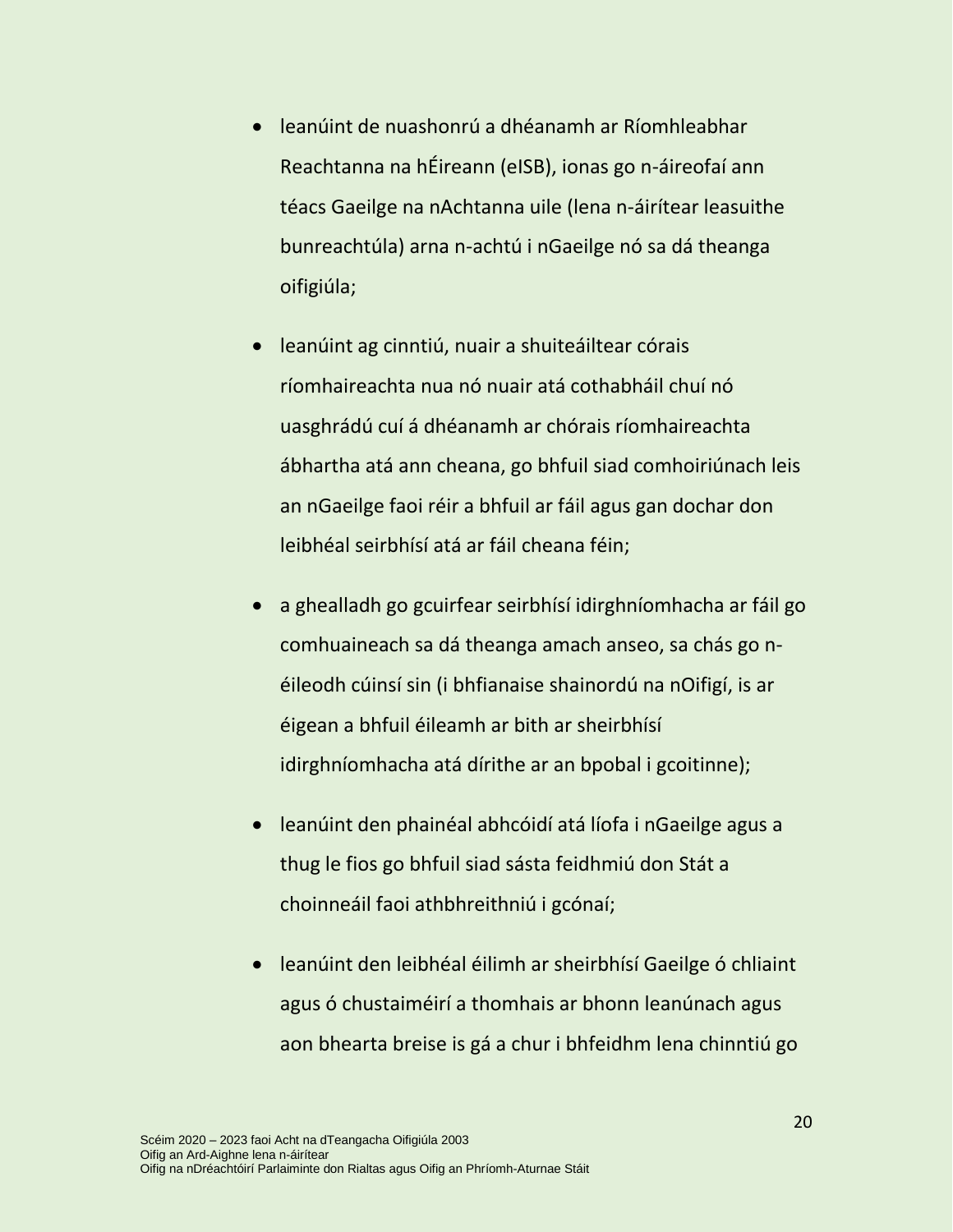- leanúint de nuashonrú a dhéanamh ar Ríomhleabhar Reachtanna na hÉireann (eISB), ionas go n-áireofaí ann téacs Gaeilge na nAchtanna uile (lena n-áirítear leasuithe bunreachtúla) arna n-achtú i nGaeilge nó sa dá theanga oifigiúla;

- leanúint ag cinntiú, nuair a shuiteáiltear córais ríomhaireachta nua nó nuair atá cothabháil chuí nó uasghrádú cuí á dhéanamh ar chórais ríomhaireachta ábhartha atá ann cheana, go bhfuil siad comhoiriúnach leis an nGaeilge faoi réir a bhfuil ar fáil agus gan dochar don leibhéal seirbhísí atá ar fáil cheana féin;

- a ghealladh go gcuirfear seirbhísí idirghníomhacha ar fáil go comhuaineach sa dá theanga amach anseo, sa chás go n-éileodh cúinsí sin (i bhfianaise shainordú na nOifigí, is ar éigean a bhfuil éileamh ar bith ar sheirbhísí idirghníomhacha atá dírithe ar an bpobal i gcoitinne);

- leanúint den phainéal abhcóidí atá líofa i nGaeilge agus a thug le fios go bhfuil siad sásta feidhmiú don Stát a choinneáil faoi athbhreithniú i gcónaí;

- leanúint den leibhéal éilimh ar sheirbhísí Gaeilge ó chliaint agus ó chustaiméirí a thomhais ar bhonn leanúnach agus aon bhearta breise is gá a chur i bhfeidhm lena chinntiú go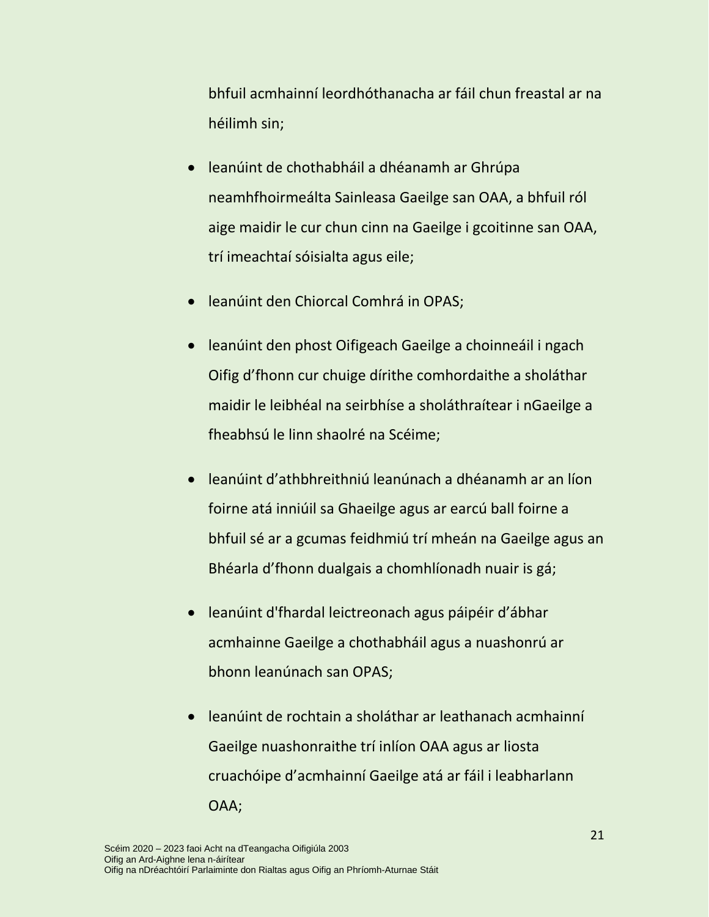bhfuil acmhainní leordhóthanacha ar fáil chun freastal ar na héilimh sin;

- leanúint de chothabháil a dhéanamh ar Ghrúpa neamhfhoirmeálta Sainleasa Gaeilge san OAA, a bhfuil ról aige maidir le cur chun cinn na Gaeilge i gcoitinne san OAA, trí imeachtaí sóisialta agus eile;
- leanúint den Chiorcal Comhrá in OPAS;
- leanúint den phost Oifigeach Gaeilge a choinneáil i ngach Oifig d'fhonn cur chuige dírithe comhordaithe a sholáthar maidir le leibhéal na seirbhíse a sholáthraítear i nGaeilge a fheabhsú le linn shaolré na Scéime;
- leanúint d'athbhreithniú leanúnach a dhéanamh ar an líon foirne atá inniúil sa Ghaeilge agus ar earcú ball foirne a bhfuil sé ar a gcumas feidhmiú trí mheán na Gaeilge agus an Bhéarla d'fhonn dualgais a chomhlíonadh nuair is gá;
- leanúint d'fhardal leictreonach agus páipéir d'ábhar acmhainne Gaeilge a chothabháil agus a nuashonrú ar bhonn leanúnach san OPAS;
- leanúint de rochtain a sholáthar ar leathanach acmhainní Gaeilge nuashonraithe trí inlíon OAA agus ar liosta cruachóipe d'acmhainní Gaeilge atá ar fáil i leabharlann OAA;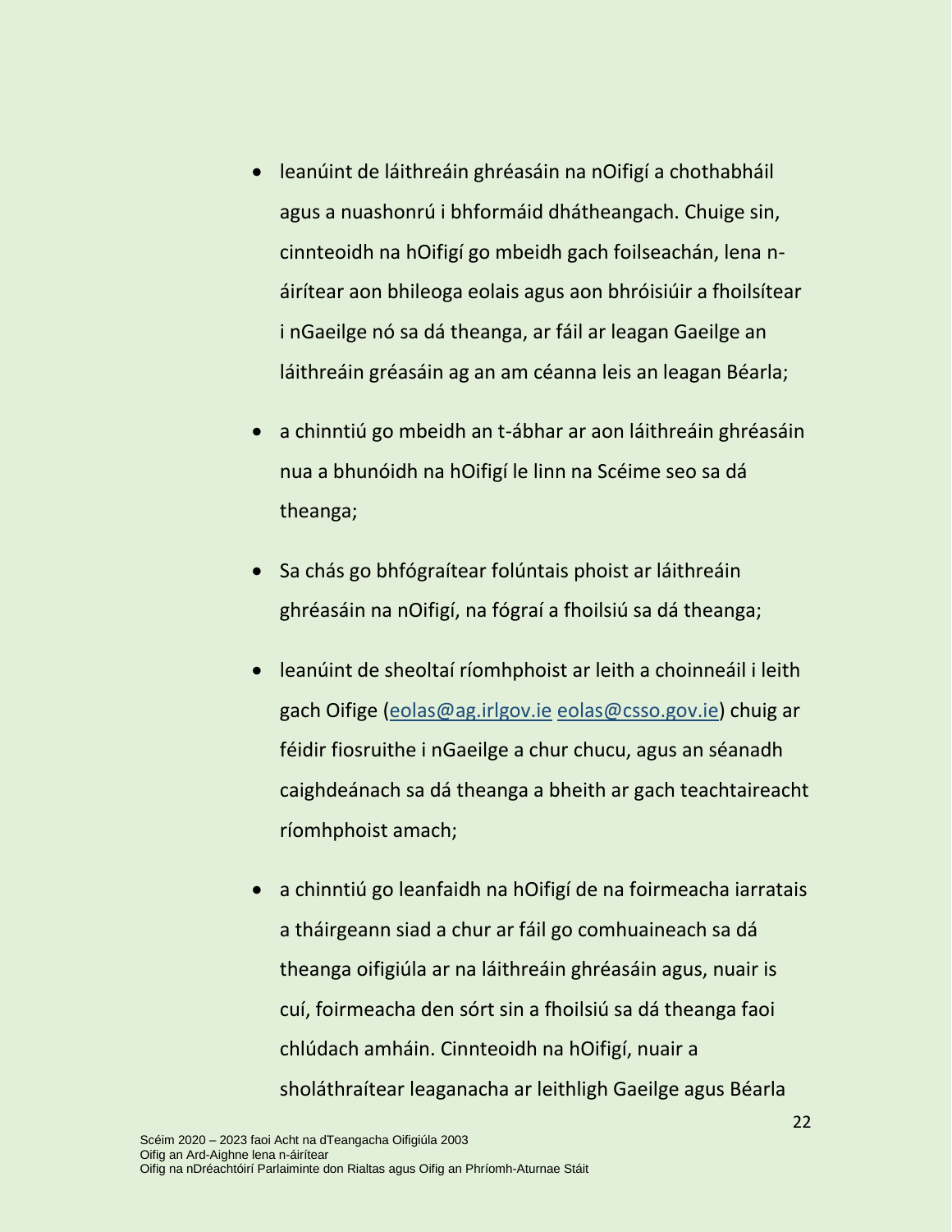- leanúint de láithreáin ghréasáin na nOifigí a chothabháil agus a nuashonrú i bhformáid dhátheangach. Chuige sin, cinnteoidh na hOifigí go mbeidh gach foilseachán, lena n-áirítear aon bhileoga eolais agus aon bhróisiúir a fhoilsítear i nGaeilge nó sa dá theanga, ar fáil ar leagan Gaeilge an láithreáin gréasáin ag an am céanna leis an leagan Béarla;
- a chinntiú go mbeidh an t-ábhar ar aon láithreáin ghréasáin nua a bhunóidh na hOifigí le linn na Scéime seo sa dá theanga;
- Sa chás go bhfógraítear folúntais phoist ar láithreáin ghréasáin na nOifigí, na fógraí a fhoilsiú sa dá theanga;
- leanúint de sheoltaí ríomhphoist ar leith a choinneáil i leith gach Oifige (eolas@ag.irlgov.ie eolas@csso.gov.ie) chuig ar féidir fiosruithe i nGaeilge a chur chucu, agus an séanadh caighdeánach sa dá theanga a bheith ar gach teachtaireacht ríomhphoist amach;
- a chinntiú go leanfaidh na hOifigí de na foirmeacha iarratais a tháirgeann siad a chur ar fáil go comhuaineach sa dá theanga oifigiúla ar na láithreáin ghréasáin agus, nuair is cuí, foirmeacha den sórt sin a fhoilsiú sa dá theanga faoi chlúdach amháin. Cinnteoidh na hOifigí, nuair a sholáthraítear leaganacha ar leithligh Gaeilge agus Béarla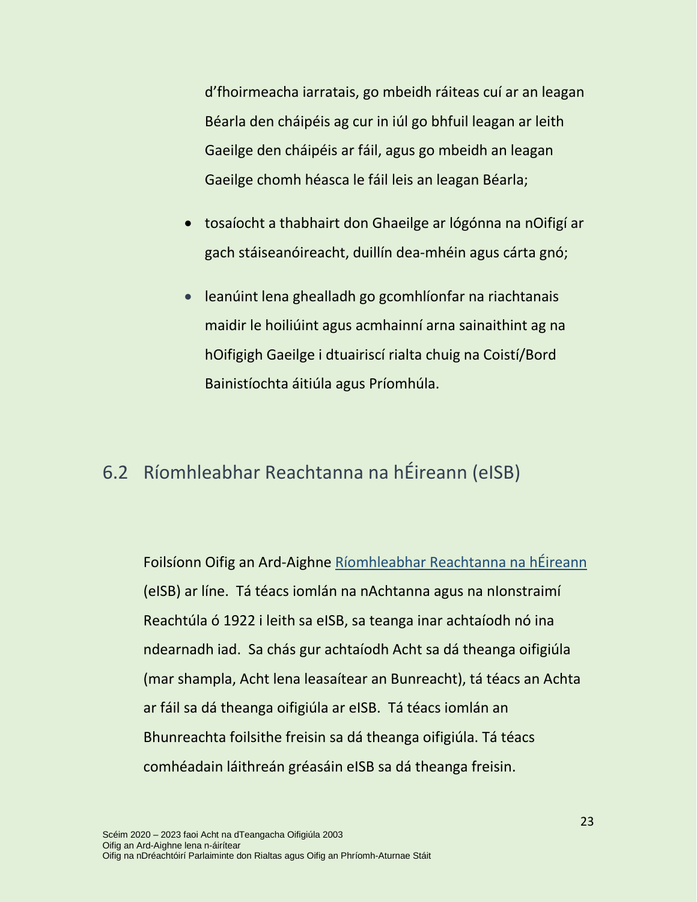d'fhoirmeacha iarratais, go mbeidh ráiteas cuí ar an leagan Béarla den cháipéis ag cur in iúl go bhfuil leagan ar leith Gaeilge den cháipéis ar fáil, agus go mbeidh an leagan Gaeilge chomh héasca le fáil leis an leagan Béarla;

- tosaíocht a thabhairt don Ghaeilge ar lógónna na nOifigí ar gach stáiseanóireacht, duillín dea-mhéin agus cárta gnó;
- leanúint lena ghealladh go gcomhlíonfar na riachtanais maidir le hoiliúint agus acmhainní arna sainaithint ag na hOifigigh Gaeilge i dtuairiscí rialta chuig na Coistí/Bord Bainistíochta áitiúla agus Príomhúla.

## 6.2 Ríomhleabhar Reachtanna na hÉireann (eISB)

Foilsíonn Oifig an Ard-Aighne Ríomhleabhar Reachtanna na hÉireann (eISB) ar líne. Tá téacs iomlán na nAchtanna agus na nIonstraimí Reachtúla ó 1922 i leith sa eISB, sa teanga inar achtaíodh nó ina ndearnadh iad. Sa chás gur achtaíodh Acht sa dá theanga oifigiúla (mar shampla, Acht lena leasaítear an Bunreacht), tá téacs an Achta ar fáil sa dá theanga oifigiúla ar eISB. Tá téacs iomlán an Bhunreachta foilsithe freisin sa dá theanga oifigiúla. Tá téacs comhéadain láithreán gréasáin eISB sa dá theanga freisin.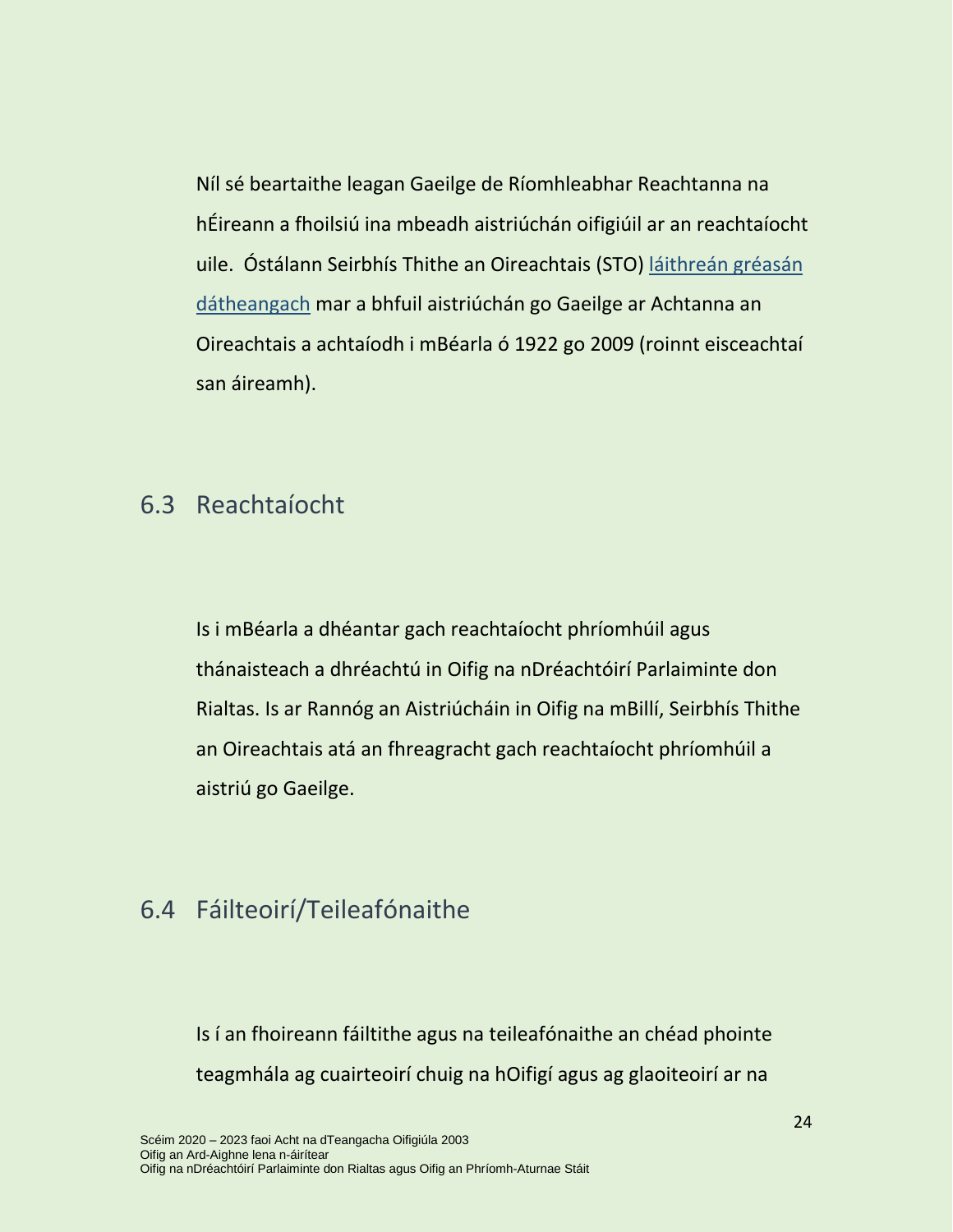Níl sé beartaithe leagan Gaeilge de Ríomhleabhar Reachtanna na hÉireann a fhoilsiú ina mbeadh aistriúchán oifigiúil ar an reachtaíocht uile. Óstálann Seirbhís Thithe an Oireachtais (STO) láithreán gréasán dátheangach mar a bhfuil aistriúchán go Gaeilge ar Achtanna an Oireachtais a achtaíodh i mBéarla ó 1922 go 2009 (roinnt eisceachtaí san áireamh).

## 6.3 Reachtaíocht

Is i mBéarla a dhéantar gach reachtaíocht phríomhúil agus thánaisteach a dhréachtú in Oifig na nDréachtóirí Parlaiminte don Rialtas. Is ar Rannóg an Aistriúcháin in Oifig na mBillí, Seirbhís Thithe an Oireachtais atá an fhreagracht gach reachtaíocht phríomhúil a aistriú go Gaeilge.

## 6.4 Fáilteoirí/Teileafónaithe

Is í an fhoireann fáiltithe agus na teileafónaithe an chéad phointe teagmhála ag cuairteoirí chuig na hOifigí agus ag glaoiteoirí ar na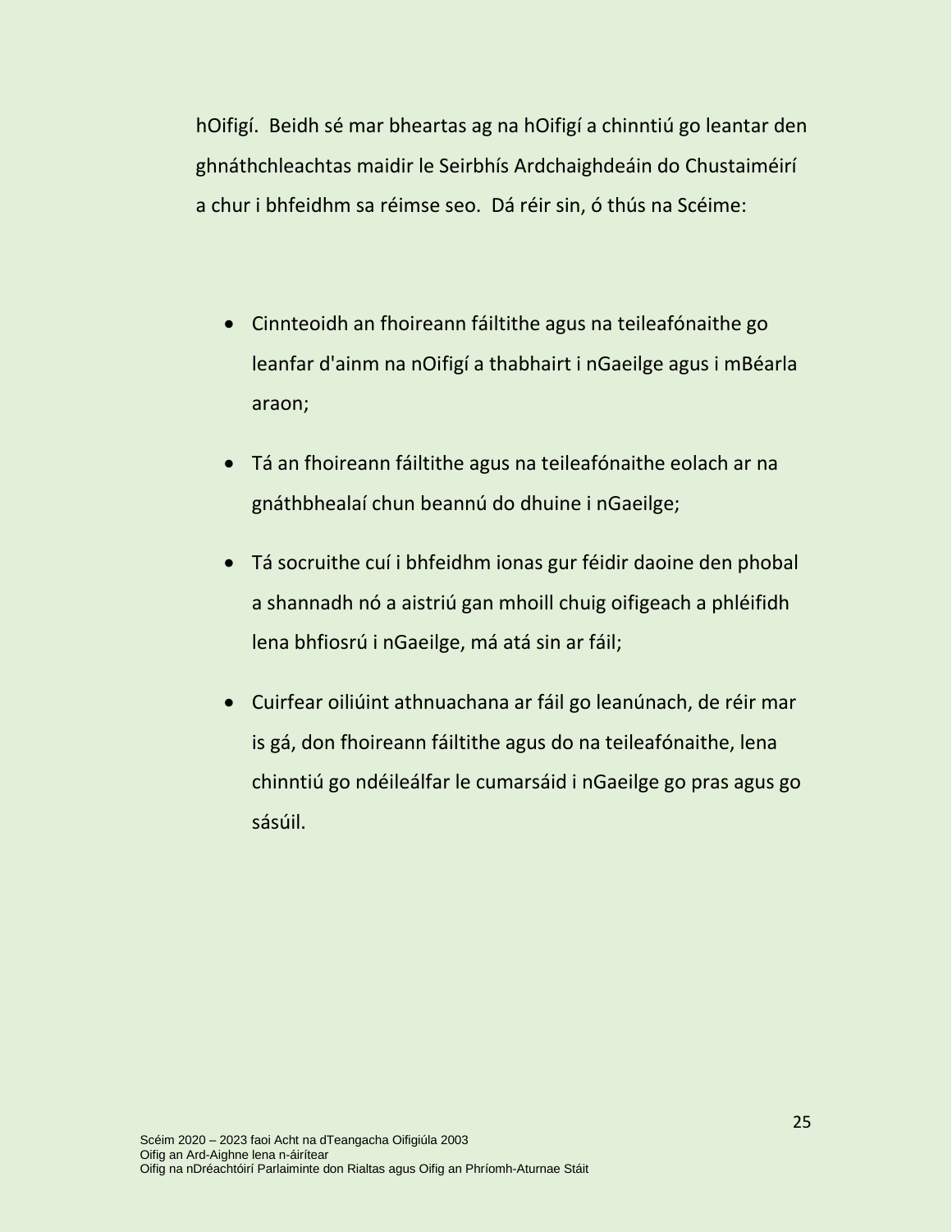hOifigí. Beidh sé mar bheartas ag na hOifigí a chinntiú go leantar den ghnáthchleachtas maidir le Seirbhís Ardchaighdeáin do Chustaiméirí a chur i bhfeidhm sa réimse seo. Dá réir sin, ó thús na Scéime:

- Cinnteoidh an fhoireann fáiltithe agus na teileafónaithe go leanfar d'ainm na nOifigí a thabhairt i nGaeilge agus i mBéarla araon;
- Tá an fhoireann fáiltithe agus na teileafónaithe eolach ar na gnáthbhealaí chun beannú do dhuine i nGaeilge;
- Tá socruithe cuí i bhfeidhm ionas gur féidir daoine den phobal a shannadh nó a aistriú gan mhoill chuig oifigeach a phléifidh lena bhfiosrú i nGaeilge, má atá sin ar fáil;
- Cuirfear oiliúint athnuachana ar fáil go leanúnach, de réir mar is gá, don fhoireann fáiltithe agus do na teileafónaithe, lena chinntiú go ndéileálfar le cumarsáid i nGaeilge go pras agus go sásúil.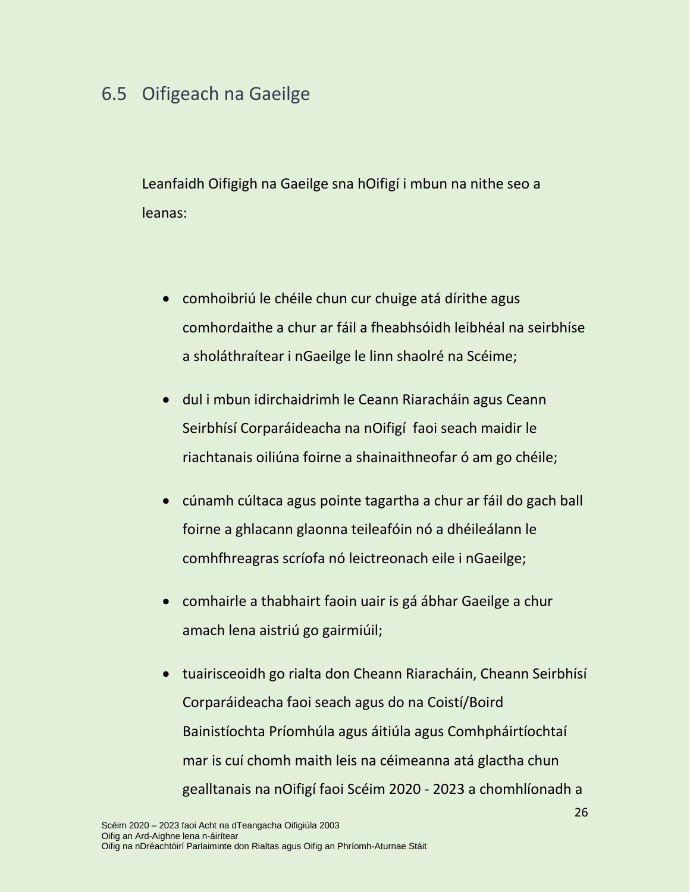## 6.5 Oifigeach na Gaeilge

Leanfaidh Oifigigh na Gaeilge sna hOifigí i mbun na nithe seo a leanas:

- comhoibriú le chéile chun cur chuige atá dírithe agus comhordaithe a chur ar fáil a fheabhsóidh leibhéal na seirbhíse a sholáthraítear i nGaeilge le linn shaolré na Scéime;
- dul i mbun idirchaidrimh le Ceann Riaracháin agus Ceann Seirbhísí Corparáideacha na nOifigí faoi seach maidir le riachtanais oiliúna foirne a shainaithneofar ó am go chéile;
- cúnamh cúltaca agus pointe tagartha a chur ar fáil do gach ball foirne a ghlacann glaonna teileafóin nó a dhéileálann le comhfhreagras scríofa nó leictreonach eile i nGaeilge;
- comhairle a thabhairt faoin uair is gá ábhar Gaeilge a chur amach lena aistriú go gairmiúil;
- tuairisceoidh go rialta don Cheann Riaracháin, Cheann Seirbhísí Corparáideacha faoi seach agus do na Coistí/Boird Bainistíochta Príomhúla agus áitiúla agus Comhpháirtíochtaí mar is cuí chomh maith leis na céimeanna atá glactha chun gealltanais na nOifigí faoi Scéim 2020 - 2023 a chomhlíonadh a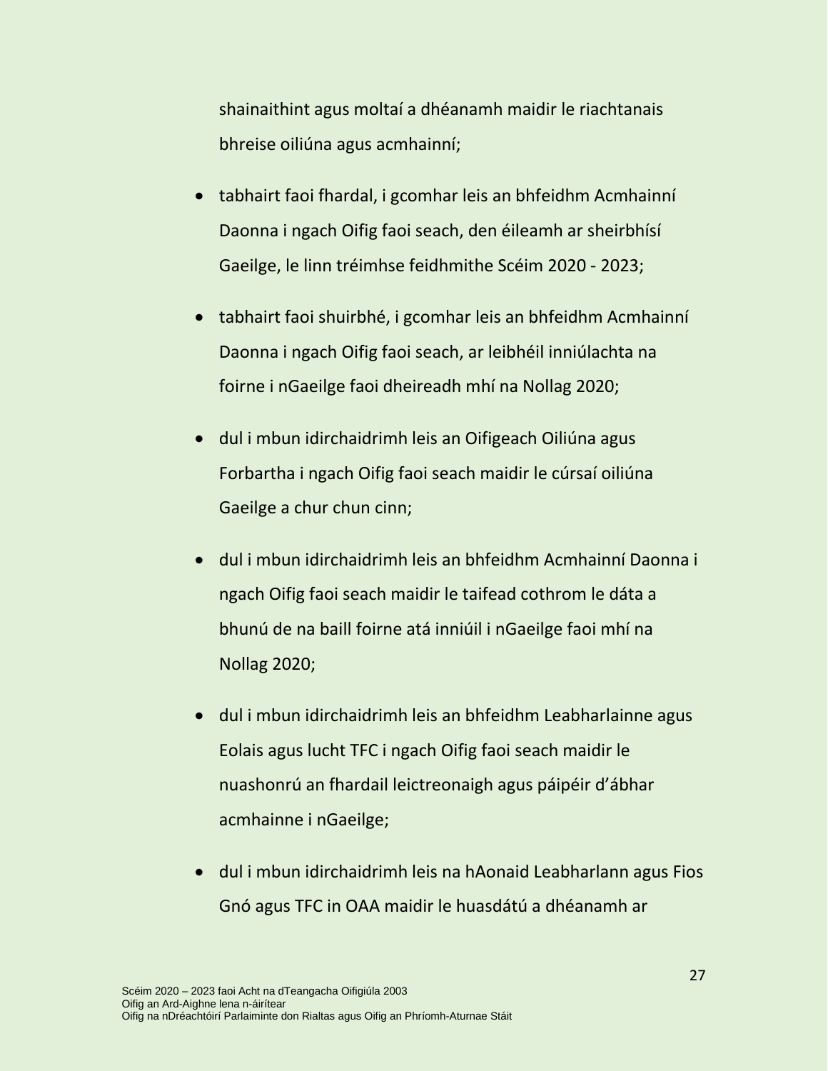shainaithint agus moltaí a dhéanamh maidir le riachtanais bhreise oiliúna agus acmhainní;

- tabhairt faoi fhardal, i gcomhar leis an bhfeidhm Acmhainní Daonna i ngach Oifig faoi seach, den éileamh ar sheirbhísí Gaeilge, le linn tréimhse feidhmithe Scéim 2020 - 2023;
- tabhairt faoi shuirbhé, i gcomhar leis an bhfeidhm Acmhainní Daonna i ngach Oifig faoi seach, ar leibhéil inniúlachta na foirne i nGaeilge faoi dheireadh mhí na Nollag 2020;
- dul i mbun idirchaidrimh leis an Oifigeach Oiliúna agus Forbartha i ngach Oifig faoi seach maidir le cúrsaí oiliúna Gaeilge a chur chun cinn;
- dul i mbun idirchaidrimh leis an bhfeidhm Acmhainní Daonna i ngach Oifig faoi seach maidir le taifead cothrom le dáta a bhunú de na baill foirne atá inniúil i nGaeilge faoi mhí na Nollag 2020;
- dul i mbun idirchaidrimh leis an bhfeidhm Leabharlainne agus Eolais agus lucht TFC i ngach Oifig faoi seach maidir le nuashonrú an fhardail leictreonaigh agus páipéir d'ábhar acmhainne i nGaeilge;
- dul i mbun idirchaidrimh leis na hAonaid Leabharlann agus Fios Gnó agus TFC in OAA maidir le huasdátú a dhéanamh ar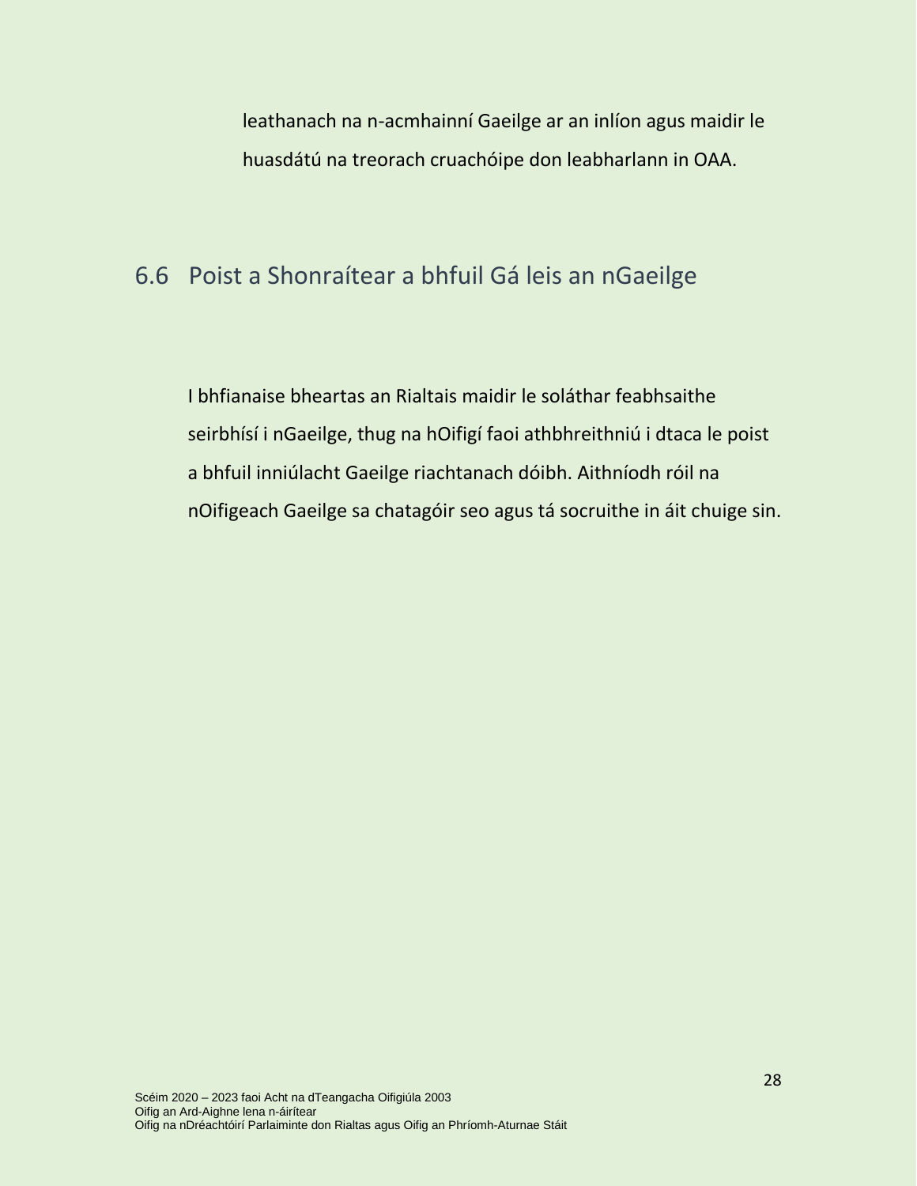leathanach na n-acmhainní Gaeilge ar an inlíon agus maidir le huasdátú na treorach cruachóipe don leabharlann in OAA.

## 6.6 Poist a Shonraítear a bhfuil Gá leis an nGaeilge

I bhfianaise bheartas an Rialtais maidir le soláthar feabhsaithe seirbhísí i nGaeilge, thug na hOifigí faoi athbhreithniú i dtaca le poist a bhfuil inniúlacht Gaeilge riachtanach dóibh. Aithníodh róil na nOifigeach Gaeilge sa chatagóir seo agus tá socruithe in áit chuige sin.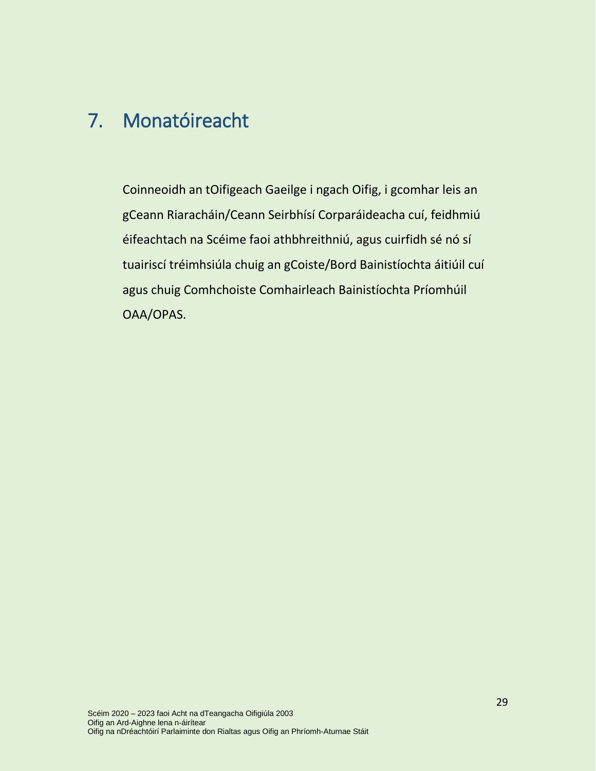# 7. Monatóireacht

Coinneoidh an tOifigeach Gaeilge i ngach Oifig, i gcomhar leis an gCeann Riaracháin/Ceann Seirbhísí Corparáideacha cuí, feidhmiú éifeachtach na Scéime faoi athbhreithniú, agus cuirfidh sé nó sí tuairiscí tréimhsiúla chuig an gCoiste/Bord Bainistíochta áitiúil cuí agus chuig Comhchoiste Comhairleach Bainistíochta Príomhúil OAA/OPAS.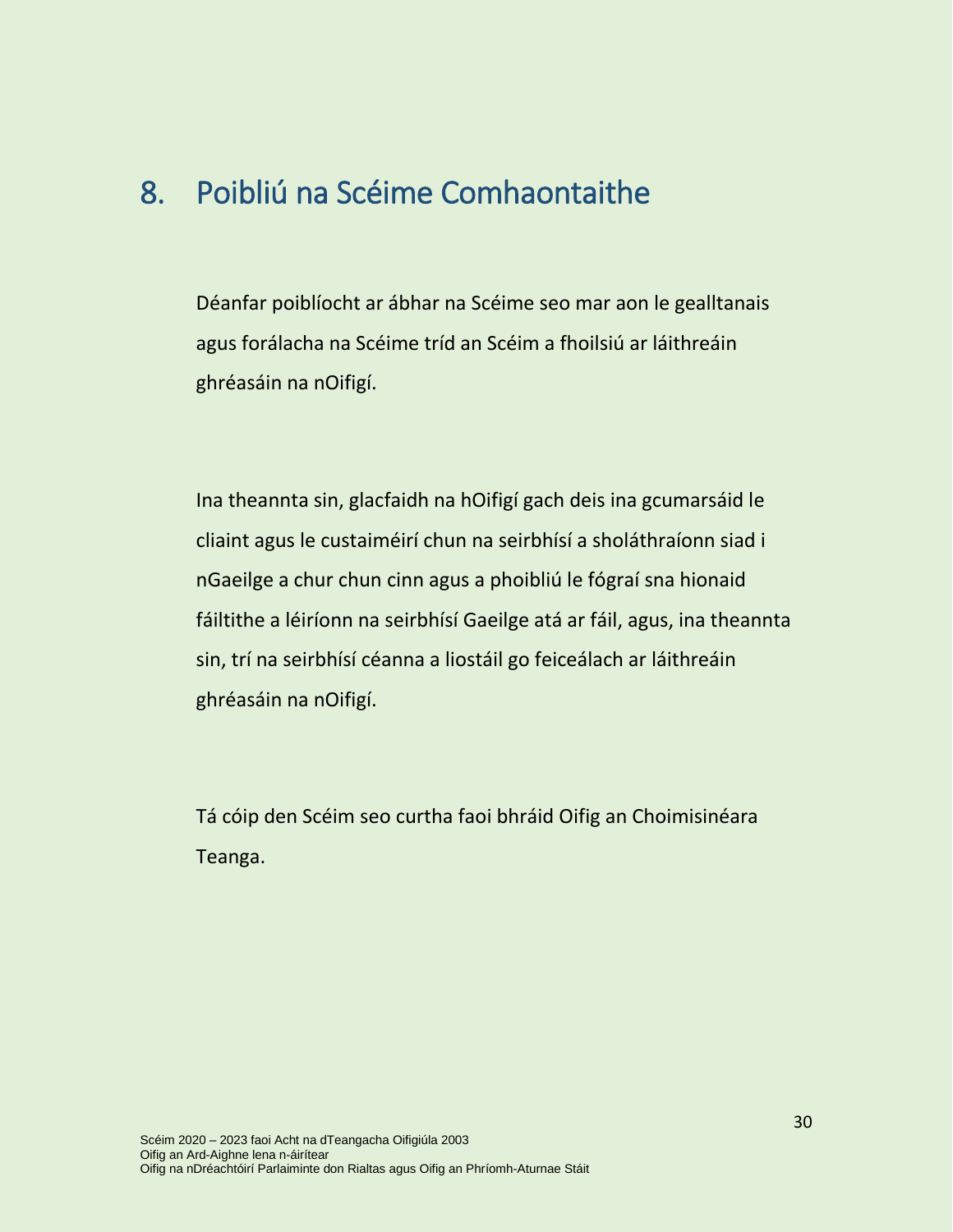# 8. Poibliú na Scéime Comhaontaithe

Déanfar poiblíocht ar ábhar na Scéime seo mar aon le gealltanais agus forálacha na Scéime tríd an Scéim a fhoilsiú ar láithreáin ghréasáin na nOifigí.

Ina theannta sin, glacfaidh na hOifigí gach deis ina gcumarsáid le cliaint agus le custaiméirí chun na seirbhísí a sholáthraíonn siad i nGaeilge a chur chun cinn agus a phoibliú le fógraí sna hionaid fáiltithe a léiríonn na seirbhísí Gaeilge atá ar fáil, agus, ina theannta sin, trí na seirbhísí céanna a liostáil go feiceálach ar láithreáin ghréasáin na nOifigí.

Tá cóip den Scéim seo curtha faoi bhráid Oifig an Choimisinéara Teanga.